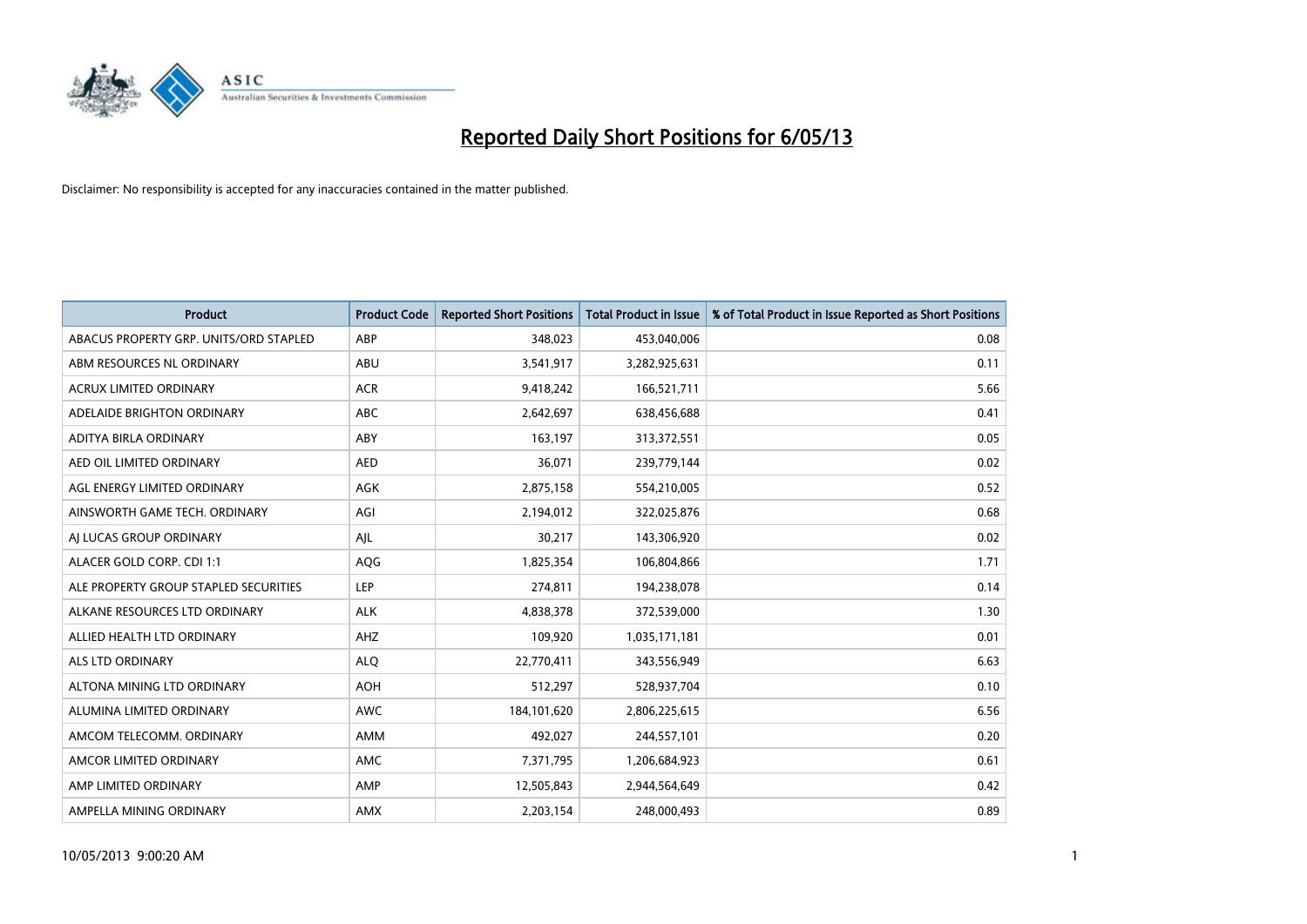# Reported Daily Short Positions for 6/05/13

Disclaimer: No responsibility is accepted for any inaccuracies contained in the matter published.

| Product | Product Code | Reported Short Positions | Total Product in Issue | % of Total Product in Issue Reported as Short Positions |
|---|---|---|---|---|
| ABACUS PROPERTY GRP. UNITS/ORD STAPLED | ABP | 348,023 | 453,040,006 | 0.08 |
| ABM RESOURCES NL ORDINARY | ABU | 3,541,917 | 3,282,925,631 | 0.11 |
| ACRUX LIMITED ORDINARY | ACR | 9,418,242 | 166,521,711 | 5.66 |
| ADELAIDE BRIGHTON ORDINARY | ABC | 2,642,697 | 638,456,688 | 0.41 |
| ADITYA BIRLA ORDINARY | ABY | 163,197 | 313,372,551 | 0.05 |
| AED OIL LIMITED ORDINARY | AED | 36,071 | 239,779,144 | 0.02 |
| AGL ENERGY LIMITED ORDINARY | AGK | 2,875,158 | 554,210,005 | 0.52 |
| AINSWORTH GAME TECH. ORDINARY | AGI | 2,194,012 | 322,025,876 | 0.68 |
| AJ LUCAS GROUP ORDINARY | AJL | 30,217 | 143,306,920 | 0.02 |
| ALACER GOLD CORP. CDI 1:1 | AQG | 1,825,354 | 106,804,866 | 1.71 |
| ALE PROPERTY GROUP STAPLED SECURITIES | LEP | 274,811 | 194,238,078 | 0.14 |
| ALKANE RESOURCES LTD ORDINARY | ALK | 4,838,378 | 372,539,000 | 1.30 |
| ALLIED HEALTH LTD ORDINARY | AHZ | 109,920 | 1,035,171,181 | 0.01 |
| ALS LTD ORDINARY | ALQ | 22,770,411 | 343,556,949 | 6.63 |
| ALTONA MINING LTD ORDINARY | AOH | 512,297 | 528,937,704 | 0.10 |
| ALUMINA LIMITED ORDINARY | AWC | 184,101,620 | 2,806,225,615 | 6.56 |
| AMCOM TELECOMM. ORDINARY | AMM | 492,027 | 244,557,101 | 0.20 |
| AMCOR LIMITED ORDINARY | AMC | 7,371,795 | 1,206,684,923 | 0.61 |
| AMP LIMITED ORDINARY | AMP | 12,505,843 | 2,944,564,649 | 0.42 |
| AMPELLA MINING ORDINARY | AMX | 2,203,154 | 248,000,493 | 0.89 |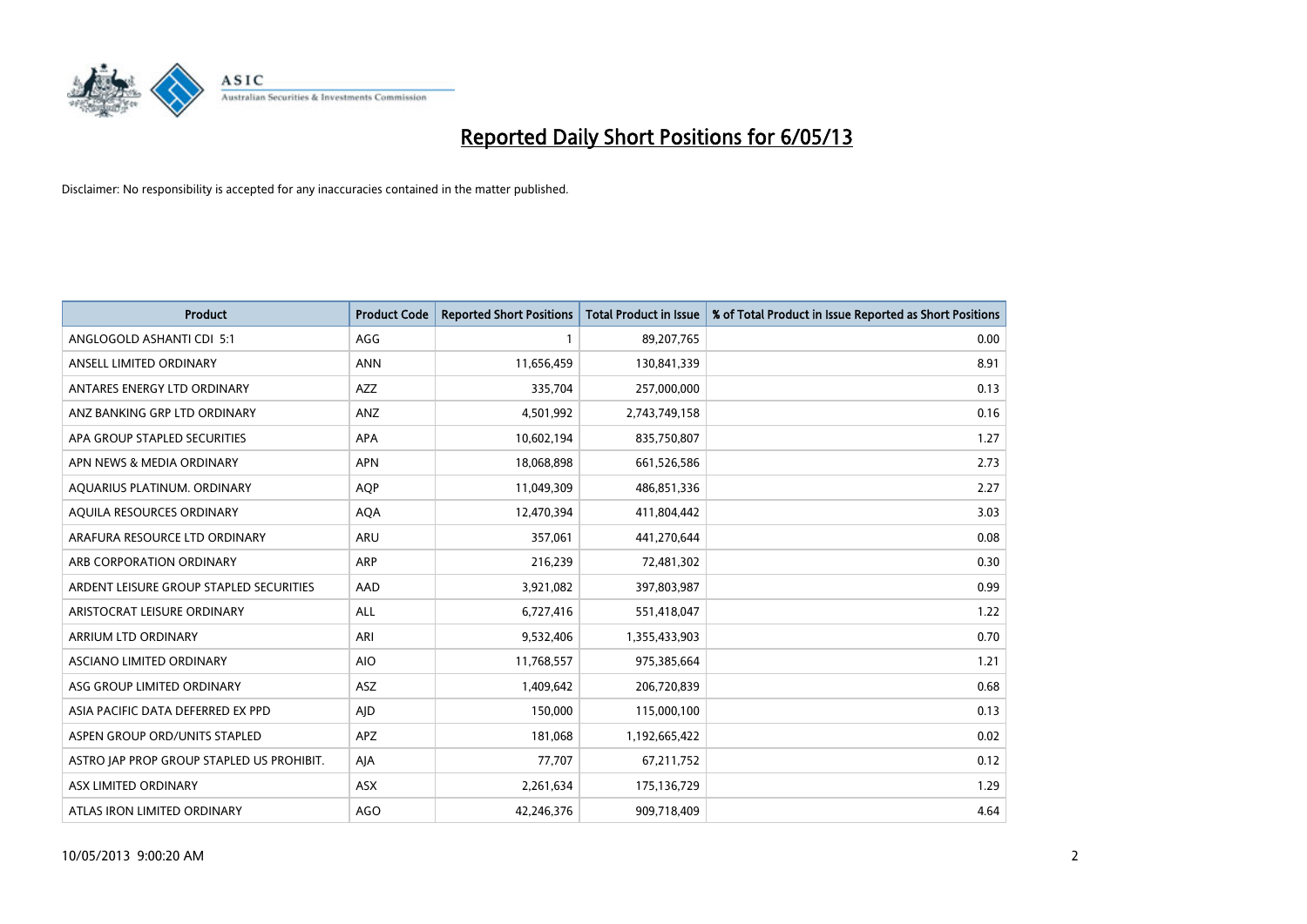# Reported Daily Short Positions for 6/05/13

Disclaimer: No responsibility is accepted for any inaccuracies contained in the matter published.

| Product | Product Code | Reported Short Positions | Total Product in Issue | % of Total Product in Issue Reported as Short Positions |
|---|---|---|---|---|
| ANGLOGOLD ASHANTI CDI 5:1 | AGG | 1 | 89,207,765 | 0.00 |
| ANSELL LIMITED ORDINARY | ANN | 11,656,459 | 130,841,339 | 8.91 |
| ANTARES ENERGY LTD ORDINARY | AZZ | 335,704 | 257,000,000 | 0.13 |
| ANZ BANKING GRP LTD ORDINARY | ANZ | 4,501,992 | 2,743,749,158 | 0.16 |
| APA GROUP STAPLED SECURITIES | APA | 10,602,194 | 835,750,807 | 1.27 |
| APN NEWS & MEDIA ORDINARY | APN | 18,068,898 | 661,526,586 | 2.73 |
| AQUARIUS PLATINUM. ORDINARY | AQP | 11,049,309 | 486,851,336 | 2.27 |
| AQUILA RESOURCES ORDINARY | AQA | 12,470,394 | 411,804,442 | 3.03 |
| ARAFURA RESOURCE LTD ORDINARY | ARU | 357,061 | 441,270,644 | 0.08 |
| ARB CORPORATION ORDINARY | ARP | 216,239 | 72,481,302 | 0.30 |
| ARDENT LEISURE GROUP STAPLED SECURITIES | AAD | 3,921,082 | 397,803,987 | 0.99 |
| ARISTOCRAT LEISURE ORDINARY | ALL | 6,727,416 | 551,418,047 | 1.22 |
| ARRIUM LTD ORDINARY | ARI | 9,532,406 | 1,355,433,903 | 0.70 |
| ASCIANO LIMITED ORDINARY | AIO | 11,768,557 | 975,385,664 | 1.21 |
| ASG GROUP LIMITED ORDINARY | ASZ | 1,409,642 | 206,720,839 | 0.68 |
| ASIA PACIFIC DATA DEFERRED EX PPD | AJD | 150,000 | 115,000,100 | 0.13 |
| ASPEN GROUP ORD/UNITS STAPLED | APZ | 181,068 | 1,192,665,422 | 0.02 |
| ASTRO JAP PROP GROUP STAPLED US PROHIBIT. | AJA | 77,707 | 67,211,752 | 0.12 |
| ASX LIMITED ORDINARY | ASX | 2,261,634 | 175,136,729 | 1.29 |
| ATLAS IRON LIMITED ORDINARY | AGO | 42,246,376 | 909,718,409 | 4.64 |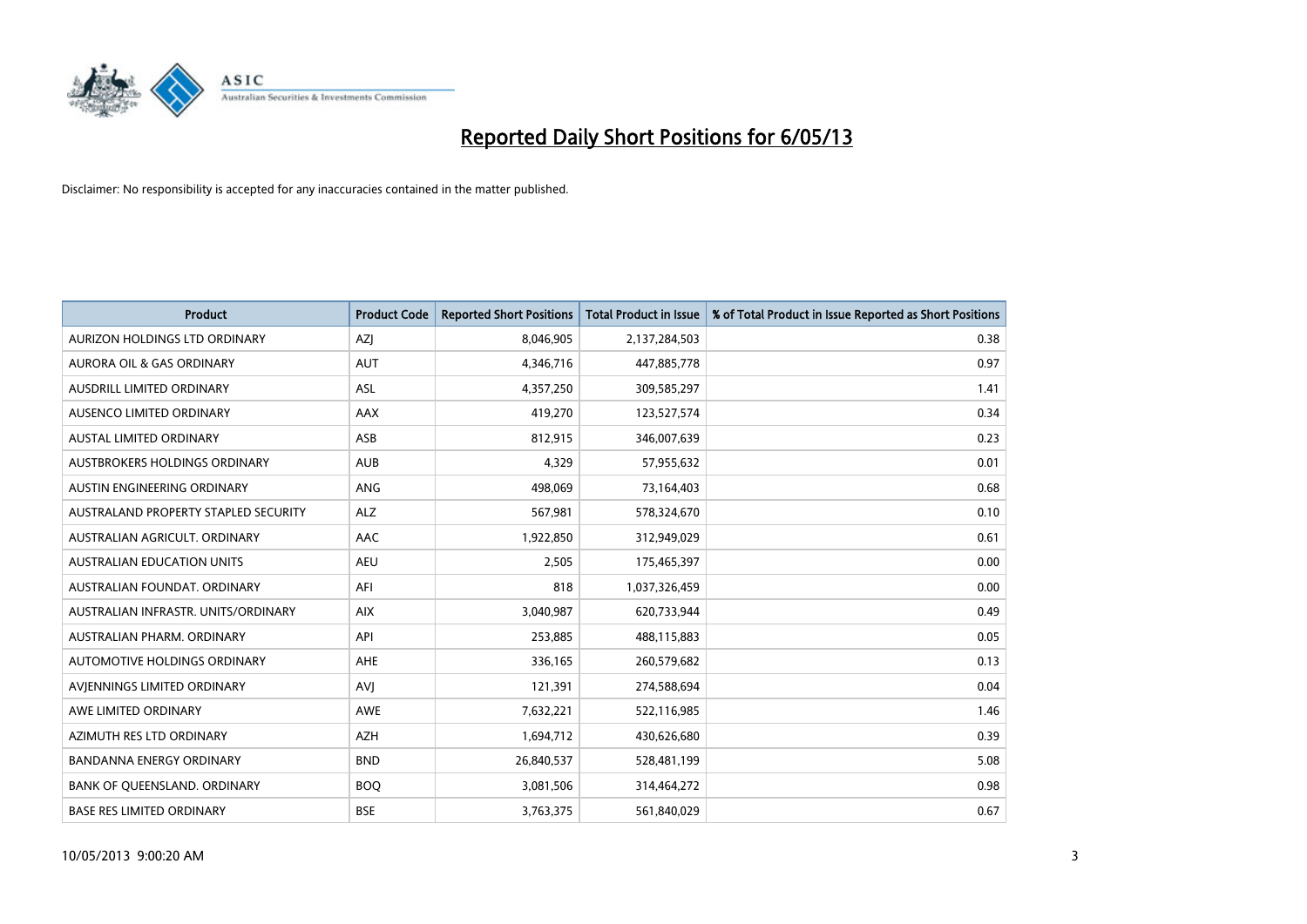# Reported Daily Short Positions for 6/05/13

Disclaimer: No responsibility is accepted for any inaccuracies contained in the matter published.

| Product | Product Code | Reported Short Positions | Total Product in Issue | % of Total Product in Issue Reported as Short Positions |
|---|---|---|---|---|
| AURIZON HOLDINGS LTD ORDINARY | AZJ | 8,046,905 | 2,137,284,503 | 0.38 |
| AURORA OIL & GAS ORDINARY | AUT | 4,346,716 | 447,885,778 | 0.97 |
| AUSDRILL LIMITED ORDINARY | ASL | 4,357,250 | 309,585,297 | 1.41 |
| AUSENCO LIMITED ORDINARY | AAX | 419,270 | 123,527,574 | 0.34 |
| AUSTAL LIMITED ORDINARY | ASB | 812,915 | 346,007,639 | 0.23 |
| AUSTBROKERS HOLDINGS ORDINARY | AUB | 4,329 | 57,955,632 | 0.01 |
| AUSTIN ENGINEERING ORDINARY | ANG | 498,069 | 73,164,403 | 0.68 |
| AUSTRALAND PROPERTY STAPLED SECURITY | ALZ | 567,981 | 578,324,670 | 0.10 |
| AUSTRALIAN AGRICULT. ORDINARY | AAC | 1,922,850 | 312,949,029 | 0.61 |
| AUSTRALIAN EDUCATION UNITS | AEU | 2,505 | 175,465,397 | 0.00 |
| AUSTRALIAN FOUNDAT. ORDINARY | AFI | 818 | 1,037,326,459 | 0.00 |
| AUSTRALIAN INFRASTR. UNITS/ORDINARY | AIX | 3,040,987 | 620,733,944 | 0.49 |
| AUSTRALIAN PHARM. ORDINARY | API | 253,885 | 488,115,883 | 0.05 |
| AUTOMOTIVE HOLDINGS ORDINARY | AHE | 336,165 | 260,579,682 | 0.13 |
| AVJENNINGS LIMITED ORDINARY | AVJ | 121,391 | 274,588,694 | 0.04 |
| AWE LIMITED ORDINARY | AWE | 7,632,221 | 522,116,985 | 1.46 |
| AZIMUTH RES LTD ORDINARY | AZH | 1,694,712 | 430,626,680 | 0.39 |
| BANDANNA ENERGY ORDINARY | BND | 26,840,537 | 528,481,199 | 5.08 |
| BANK OF QUEENSLAND. ORDINARY | BOQ | 3,081,506 | 314,464,272 | 0.98 |
| BASE RES LIMITED ORDINARY | BSE | 3,763,375 | 561,840,029 | 0.67 |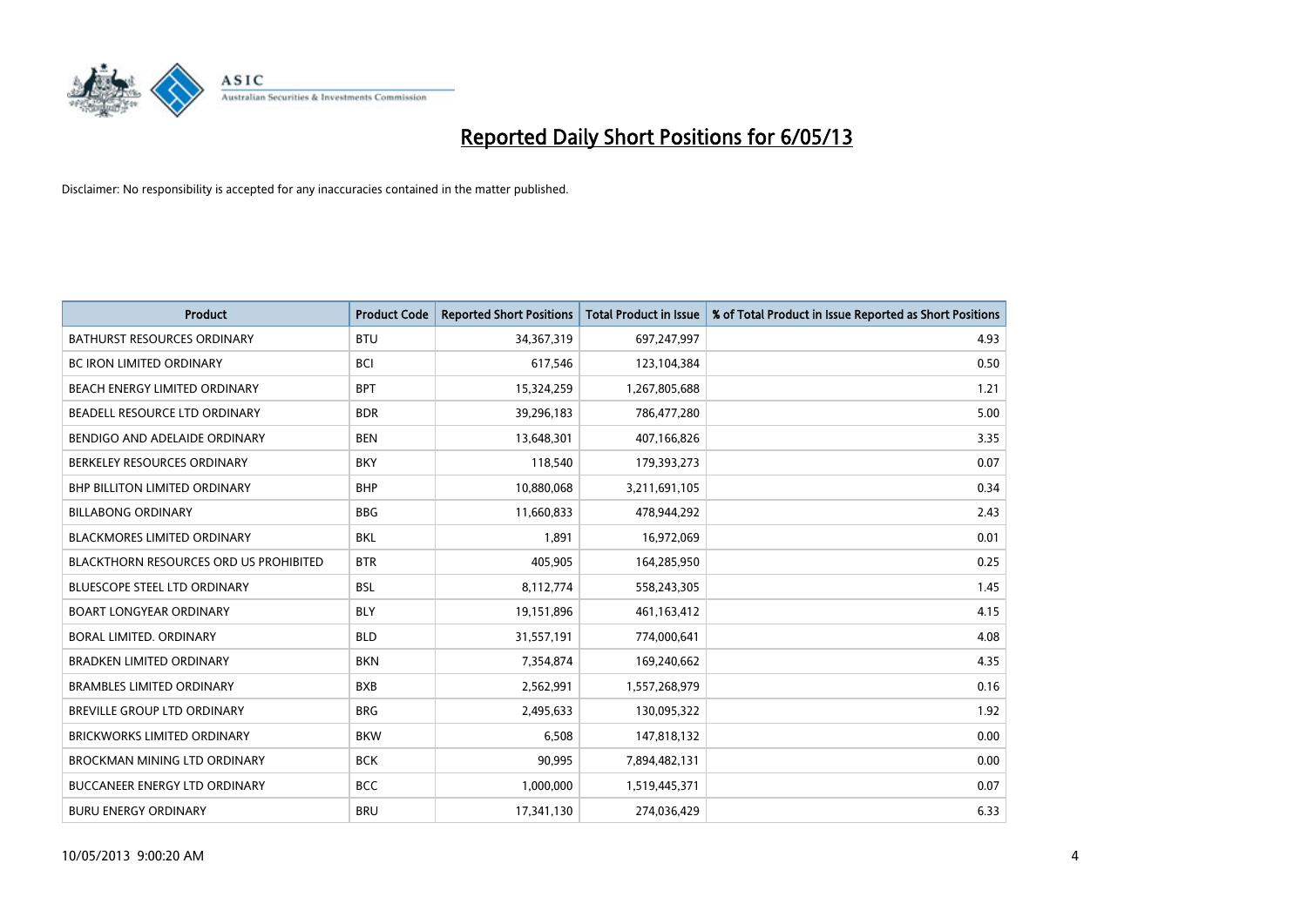# Reported Daily Short Positions for 6/05/13

Disclaimer: No responsibility is accepted for any inaccuracies contained in the matter published.

| Product | Product Code | Reported Short Positions | Total Product in Issue | % of Total Product in Issue Reported as Short Positions |
|---|---|---|---|---|
| BATHURST RESOURCES ORDINARY | BTU | 34,367,319 | 697,247,997 | 4.93 |
| BC IRON LIMITED ORDINARY | BCI | 617,546 | 123,104,384 | 0.50 |
| BEACH ENERGY LIMITED ORDINARY | BPT | 15,324,259 | 1,267,805,688 | 1.21 |
| BEADELL RESOURCE LTD ORDINARY | BDR | 39,296,183 | 786,477,280 | 5.00 |
| BENDIGO AND ADELAIDE ORDINARY | BEN | 13,648,301 | 407,166,826 | 3.35 |
| BERKELEY RESOURCES ORDINARY | BKY | 118,540 | 179,393,273 | 0.07 |
| BHP BILLITON LIMITED ORDINARY | BHP | 10,880,068 | 3,211,691,105 | 0.34 |
| BILLABONG ORDINARY | BBG | 11,660,833 | 478,944,292 | 2.43 |
| BLACKMORES LIMITED ORDINARY | BKL | 1,891 | 16,972,069 | 0.01 |
| BLACKTHORN RESOURCES ORD US PROHIBITED | BTR | 405,905 | 164,285,950 | 0.25 |
| BLUESCOPE STEEL LTD ORDINARY | BSL | 8,112,774 | 558,243,305 | 1.45 |
| BOART LONGYEAR ORDINARY | BLY | 19,151,896 | 461,163,412 | 4.15 |
| BORAL LIMITED. ORDINARY | BLD | 31,557,191 | 774,000,641 | 4.08 |
| BRADKEN LIMITED ORDINARY | BKN | 7,354,874 | 169,240,662 | 4.35 |
| BRAMBLES LIMITED ORDINARY | BXB | 2,562,991 | 1,557,268,979 | 0.16 |
| BREVILLE GROUP LTD ORDINARY | BRG | 2,495,633 | 130,095,322 | 1.92 |
| BRICKWORKS LIMITED ORDINARY | BKW | 6,508 | 147,818,132 | 0.00 |
| BROCKMAN MINING LTD ORDINARY | BCK | 90,995 | 7,894,482,131 | 0.00 |
| BUCCANEER ENERGY LTD ORDINARY | BCC | 1,000,000 | 1,519,445,371 | 0.07 |
| BURU ENERGY ORDINARY | BRU | 17,341,130 | 274,036,429 | 6.33 |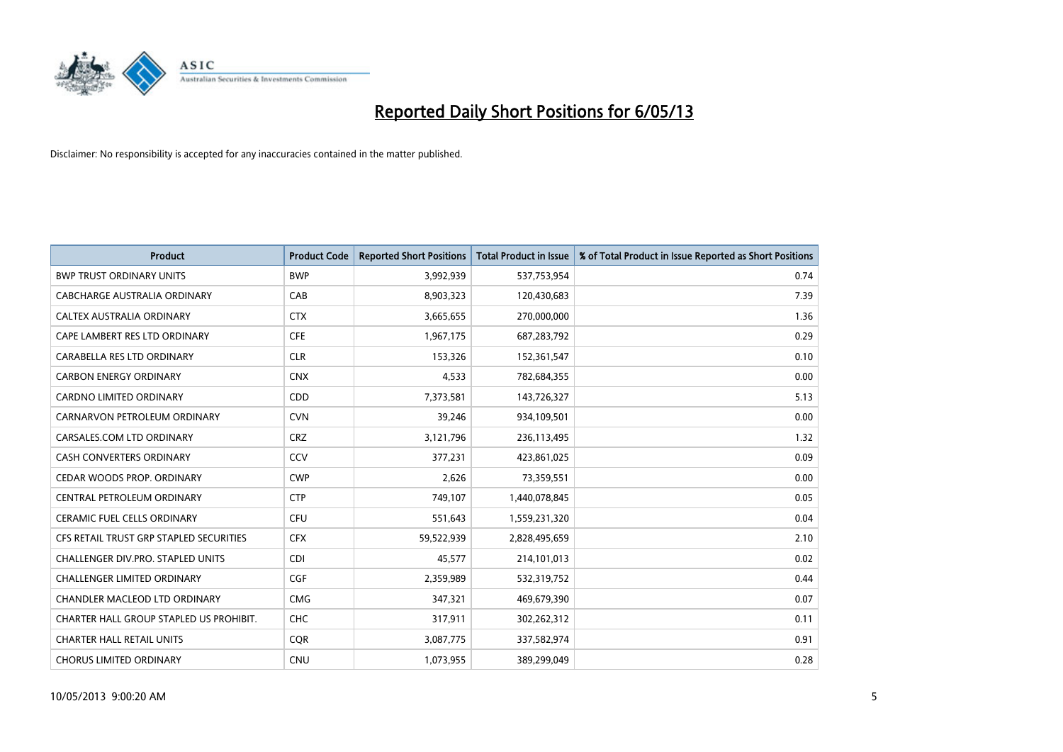# Reported Daily Short Positions for 6/05/13

Disclaimer: No responsibility is accepted for any inaccuracies contained in the matter published.

| Product | Product Code | Reported Short Positions | Total Product in Issue | % of Total Product in Issue Reported as Short Positions |
|---|---|---|---|---|
| BWP TRUST ORDINARY UNITS | BWP | 3,992,939 | 537,753,954 | 0.74 |
| CABCHARGE AUSTRALIA ORDINARY | CAB | 8,903,323 | 120,430,683 | 7.39 |
| CALTEX AUSTRALIA ORDINARY | CTX | 3,665,655 | 270,000,000 | 1.36 |
| CAPE LAMBERT RES LTD ORDINARY | CFE | 1,967,175 | 687,283,792 | 0.29 |
| CARABELLA RES LTD ORDINARY | CLR | 153,326 | 152,361,547 | 0.10 |
| CARBON ENERGY ORDINARY | CNX | 4,533 | 782,684,355 | 0.00 |
| CARDNO LIMITED ORDINARY | CDD | 7,373,581 | 143,726,327 | 5.13 |
| CARNARVON PETROLEUM ORDINARY | CVN | 39,246 | 934,109,501 | 0.00 |
| CARSALES.COM LTD ORDINARY | CRZ | 3,121,796 | 236,113,495 | 1.32 |
| CASH CONVERTERS ORDINARY | CCV | 377,231 | 423,861,025 | 0.09 |
| CEDAR WOODS PROP. ORDINARY | CWP | 2,626 | 73,359,551 | 0.00 |
| CENTRAL PETROLEUM ORDINARY | CTP | 749,107 | 1,440,078,845 | 0.05 |
| CERAMIC FUEL CELLS ORDINARY | CFU | 551,643 | 1,559,231,320 | 0.04 |
| CFS RETAIL TRUST GRP STAPLED SECURITIES | CFX | 59,522,939 | 2,828,495,659 | 2.10 |
| CHALLENGER DIV.PRO. STAPLED UNITS | CDI | 45,577 | 214,101,013 | 0.02 |
| CHALLENGER LIMITED ORDINARY | CGF | 2,359,989 | 532,319,752 | 0.44 |
| CHANDLER MACLEOD LTD ORDINARY | CMG | 347,321 | 469,679,390 | 0.07 |
| CHARTER HALL GROUP STAPLED US PROHIBIT. | CHC | 317,911 | 302,262,312 | 0.11 |
| CHARTER HALL RETAIL UNITS | CQR | 3,087,775 | 337,582,974 | 0.91 |
| CHORUS LIMITED ORDINARY | CNU | 1,073,955 | 389,299,049 | 0.28 |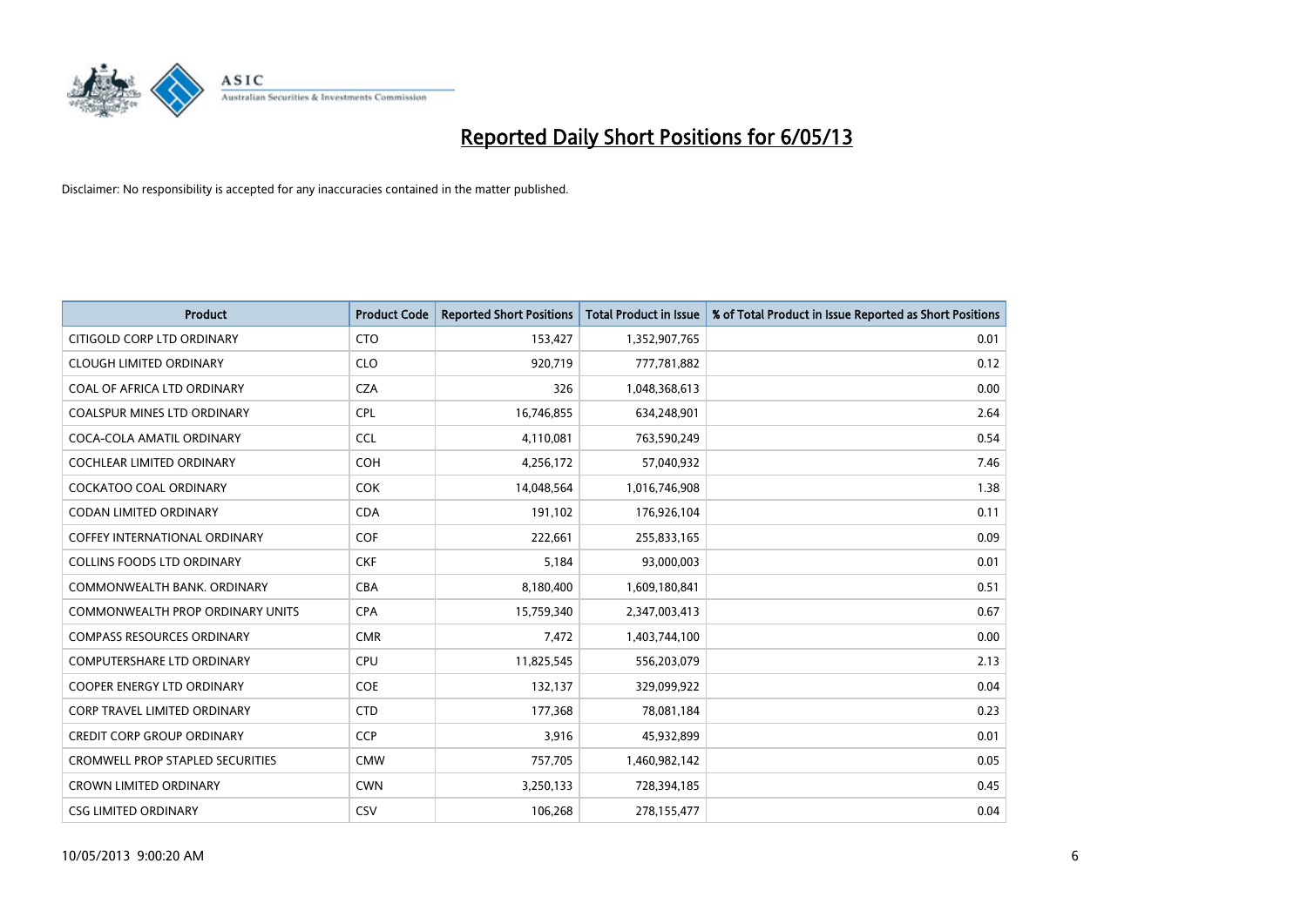# Reported Daily Short Positions for 6/05/13

Disclaimer: No responsibility is accepted for any inaccuracies contained in the matter published.

| Product | Product Code | Reported Short Positions | Total Product in Issue | % of Total Product in Issue Reported as Short Positions |
|---|---|---|---|---|
| CITIGOLD CORP LTD ORDINARY | CTO | 153,427 | 1,352,907,765 | 0.01 |
| CLOUGH LIMITED ORDINARY | CLO | 920,719 | 777,781,882 | 0.12 |
| COAL OF AFRICA LTD ORDINARY | CZA | 326 | 1,048,368,613 | 0.00 |
| COALSPUR MINES LTD ORDINARY | CPL | 16,746,855 | 634,248,901 | 2.64 |
| COCA-COLA AMATIL ORDINARY | CCL | 4,110,081 | 763,590,249 | 0.54 |
| COCHLEAR LIMITED ORDINARY | COH | 4,256,172 | 57,040,932 | 7.46 |
| COCKATOO COAL ORDINARY | COK | 14,048,564 | 1,016,746,908 | 1.38 |
| CODAN LIMITED ORDINARY | CDA | 191,102 | 176,926,104 | 0.11 |
| COFFEY INTERNATIONAL ORDINARY | COF | 222,661 | 255,833,165 | 0.09 |
| COLLINS FOODS LTD ORDINARY | CKF | 5,184 | 93,000,003 | 0.01 |
| COMMONWEALTH BANK. ORDINARY | CBA | 8,180,400 | 1,609,180,841 | 0.51 |
| COMMONWEALTH PROP ORDINARY UNITS | CPA | 15,759,340 | 2,347,003,413 | 0.67 |
| COMPASS RESOURCES ORDINARY | CMR | 7,472 | 1,403,744,100 | 0.00 |
| COMPUTERSHARE LTD ORDINARY | CPU | 11,825,545 | 556,203,079 | 2.13 |
| COOPER ENERGY LTD ORDINARY | COE | 132,137 | 329,099,922 | 0.04 |
| CORP TRAVEL LIMITED ORDINARY | CTD | 177,368 | 78,081,184 | 0.23 |
| CREDIT CORP GROUP ORDINARY | CCP | 3,916 | 45,932,899 | 0.01 |
| CROMWELL PROP STAPLED SECURITIES | CMW | 757,705 | 1,460,982,142 | 0.05 |
| CROWN LIMITED ORDINARY | CWN | 3,250,133 | 728,394,185 | 0.45 |
| CSG LIMITED ORDINARY | CSV | 106,268 | 278,155,477 | 0.04 |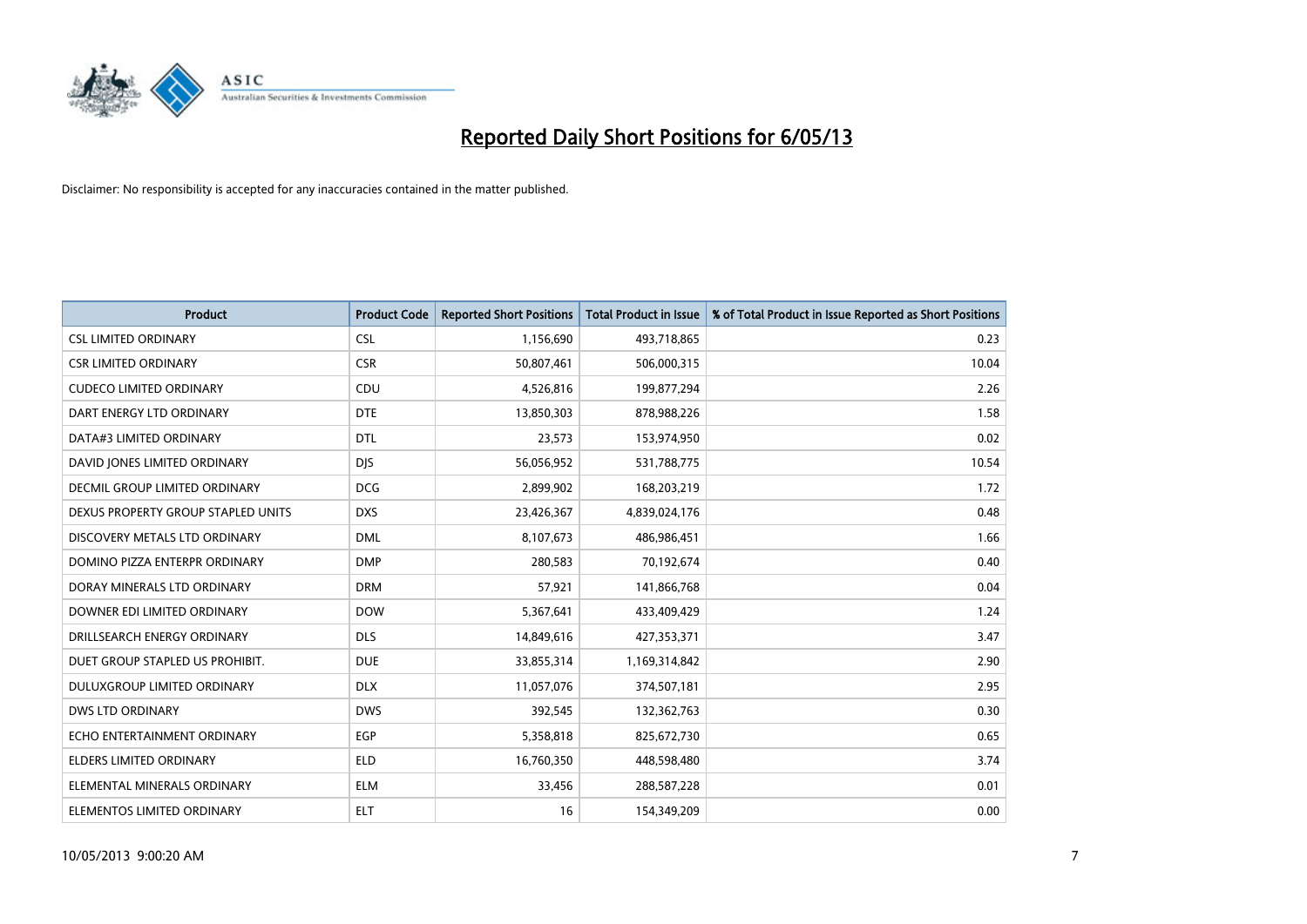# Reported Daily Short Positions for 6/05/13

Disclaimer: No responsibility is accepted for any inaccuracies contained in the matter published.

| Product | Product Code | Reported Short Positions | Total Product in Issue | % of Total Product in Issue Reported as Short Positions |
|---|---|---|---|---|
| CSL LIMITED ORDINARY | CSL | 1,156,690 | 493,718,865 | 0.23 |
| CSR LIMITED ORDINARY | CSR | 50,807,461 | 506,000,315 | 10.04 |
| CUDECO LIMITED ORDINARY | CDU | 4,526,816 | 199,877,294 | 2.26 |
| DART ENERGY LTD ORDINARY | DTE | 13,850,303 | 878,988,226 | 1.58 |
| DATA#3 LIMITED ORDINARY | DTL | 23,573 | 153,974,950 | 0.02 |
| DAVID JONES LIMITED ORDINARY | DJS | 56,056,952 | 531,788,775 | 10.54 |
| DECMIL GROUP LIMITED ORDINARY | DCG | 2,899,902 | 168,203,219 | 1.72 |
| DEXUS PROPERTY GROUP STAPLED UNITS | DXS | 23,426,367 | 4,839,024,176 | 0.48 |
| DISCOVERY METALS LTD ORDINARY | DML | 8,107,673 | 486,986,451 | 1.66 |
| DOMINO PIZZA ENTERPR ORDINARY | DMP | 280,583 | 70,192,674 | 0.40 |
| DORAY MINERALS LTD ORDINARY | DRM | 57,921 | 141,866,768 | 0.04 |
| DOWNER EDI LIMITED ORDINARY | DOW | 5,367,641 | 433,409,429 | 1.24 |
| DRILLSEARCH ENERGY ORDINARY | DLS | 14,849,616 | 427,353,371 | 3.47 |
| DUET GROUP STAPLED US PROHIBIT. | DUE | 33,855,314 | 1,169,314,842 | 2.90 |
| DULUXGROUP LIMITED ORDINARY | DLX | 11,057,076 | 374,507,181 | 2.95 |
| DWS LTD ORDINARY | DWS | 392,545 | 132,362,763 | 0.30 |
| ECHO ENTERTAINMENT ORDINARY | EGP | 5,358,818 | 825,672,730 | 0.65 |
| ELDERS LIMITED ORDINARY | ELD | 16,760,350 | 448,598,480 | 3.74 |
| ELEMENTAL MINERALS ORDINARY | ELM | 33,456 | 288,587,228 | 0.01 |
| ELEMENTOS LIMITED ORDINARY | ELT | 16 | 154,349,209 | 0.00 |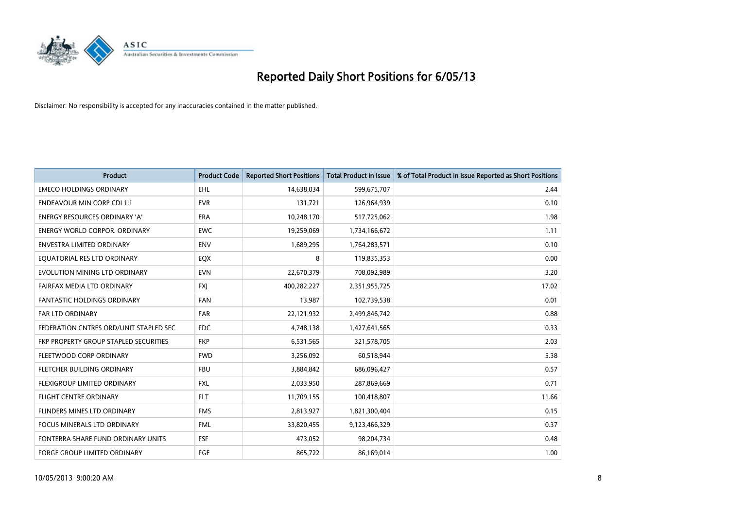# Reported Daily Short Positions for 6/05/13

Disclaimer: No responsibility is accepted for any inaccuracies contained in the matter published.

| Product | Product Code | Reported Short Positions | Total Product in Issue | % of Total Product in Issue Reported as Short Positions |
|---|---|---|---|---|
| EMECO HOLDINGS ORDINARY | EHL | 14,638,034 | 599,675,707 | 2.44 |
| ENDEAVOUR MIN CORP CDI 1:1 | EVR | 131,721 | 126,964,939 | 0.10 |
| ENERGY RESOURCES ORDINARY 'A' | ERA | 10,248,170 | 517,725,062 | 1.98 |
| ENERGY WORLD CORPOR. ORDINARY | EWC | 19,259,069 | 1,734,166,672 | 1.11 |
| ENVESTRA LIMITED ORDINARY | ENV | 1,689,295 | 1,764,283,571 | 0.10 |
| EQUATORIAL RES LTD ORDINARY | EQX | 8 | 119,835,353 | 0.00 |
| EVOLUTION MINING LTD ORDINARY | EVN | 22,670,379 | 708,092,989 | 3.20 |
| FAIRFAX MEDIA LTD ORDINARY | FXJ | 400,282,227 | 2,351,955,725 | 17.02 |
| FANTASTIC HOLDINGS ORDINARY | FAN | 13,987 | 102,739,538 | 0.01 |
| FAR LTD ORDINARY | FAR | 22,121,932 | 2,499,846,742 | 0.88 |
| FEDERATION CNTRES ORD/UNIT STAPLED SEC | FDC | 4,748,138 | 1,427,641,565 | 0.33 |
| FKP PROPERTY GROUP STAPLED SECURITIES | FKP | 6,531,565 | 321,578,705 | 2.03 |
| FLEETWOOD CORP ORDINARY | FWD | 3,256,092 | 60,518,944 | 5.38 |
| FLETCHER BUILDING ORDINARY | FBU | 3,884,842 | 686,096,427 | 0.57 |
| FLEXIGROUP LIMITED ORDINARY | FXL | 2,033,950 | 287,869,669 | 0.71 |
| FLIGHT CENTRE ORDINARY | FLT | 11,709,155 | 100,418,807 | 11.66 |
| FLINDERS MINES LTD ORDINARY | FMS | 2,813,927 | 1,821,300,404 | 0.15 |
| FOCUS MINERALS LTD ORDINARY | FML | 33,820,455 | 9,123,466,329 | 0.37 |
| FONTERRA SHARE FUND ORDINARY UNITS | FSF | 473,052 | 98,204,734 | 0.48 |
| FORGE GROUP LIMITED ORDINARY | FGE | 865,722 | 86,169,014 | 1.00 |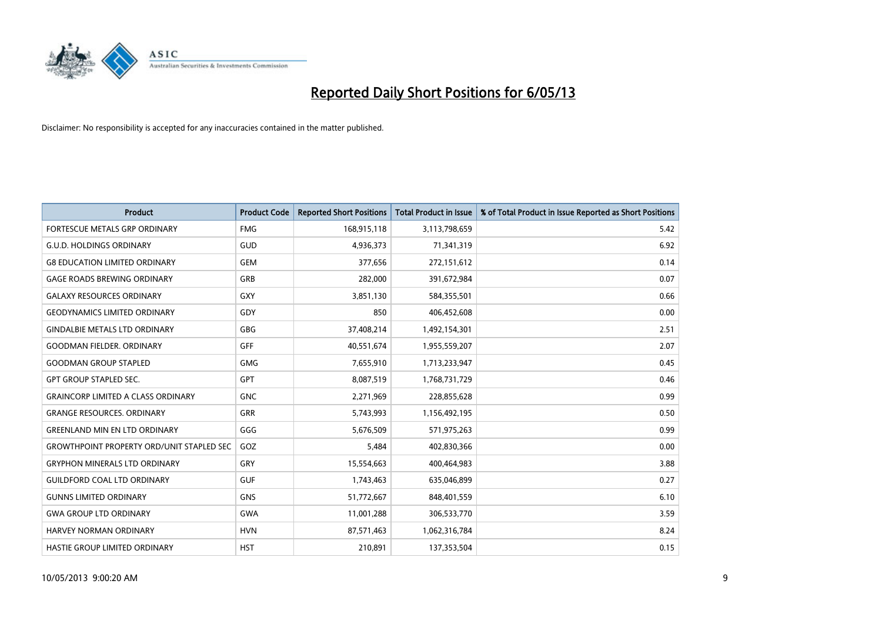# Reported Daily Short Positions for 6/05/13

Disclaimer: No responsibility is accepted for any inaccuracies contained in the matter published.

| Product | Product Code | Reported Short Positions | Total Product in Issue | % of Total Product in Issue Reported as Short Positions |
|---|---|---|---|---|
| FORTESCUE METALS GRP ORDINARY | FMG | 168,915,118 | 3,113,798,659 | 5.42 |
| G.U.D. HOLDINGS ORDINARY | GUD | 4,936,373 | 71,341,319 | 6.92 |
| G8 EDUCATION LIMITED ORDINARY | GEM | 377,656 | 272,151,612 | 0.14 |
| GAGE ROADS BREWING ORDINARY | GRB | 282,000 | 391,672,984 | 0.07 |
| GALAXY RESOURCES ORDINARY | GXY | 3,851,130 | 584,355,501 | 0.66 |
| GEODYNAMICS LIMITED ORDINARY | GDY | 850 | 406,452,608 | 0.00 |
| GINDALBIE METALS LTD ORDINARY | GBG | 37,408,214 | 1,492,154,301 | 2.51 |
| GOODMAN FIELDER. ORDINARY | GFF | 40,551,674 | 1,955,559,207 | 2.07 |
| GOODMAN GROUP STAPLED | GMG | 7,655,910 | 1,713,233,947 | 0.45 |
| GPT GROUP STAPLED SEC. | GPT | 8,087,519 | 1,768,731,729 | 0.46 |
| GRAINCORP LIMITED A CLASS ORDINARY | GNC | 2,271,969 | 228,855,628 | 0.99 |
| GRANGE RESOURCES. ORDINARY | GRR | 5,743,993 | 1,156,492,195 | 0.50 |
| GREENLAND MIN EN LTD ORDINARY | GGG | 5,676,509 | 571,975,263 | 0.99 |
| GROWTHPOINT PROPERTY ORD/UNIT STAPLED SEC | GOZ | 5,484 | 402,830,366 | 0.00 |
| GRYPHON MINERALS LTD ORDINARY | GRY | 15,554,663 | 400,464,983 | 3.88 |
| GUILDFORD COAL LTD ORDINARY | GUF | 1,743,463 | 635,046,899 | 0.27 |
| GUNNS LIMITED ORDINARY | GNS | 51,772,667 | 848,401,559 | 6.10 |
| GWA GROUP LTD ORDINARY | GWA | 11,001,288 | 306,533,770 | 3.59 |
| HARVEY NORMAN ORDINARY | HVN | 87,571,463 | 1,062,316,784 | 8.24 |
| HASTIE GROUP LIMITED ORDINARY | HST | 210,891 | 137,353,504 | 0.15 |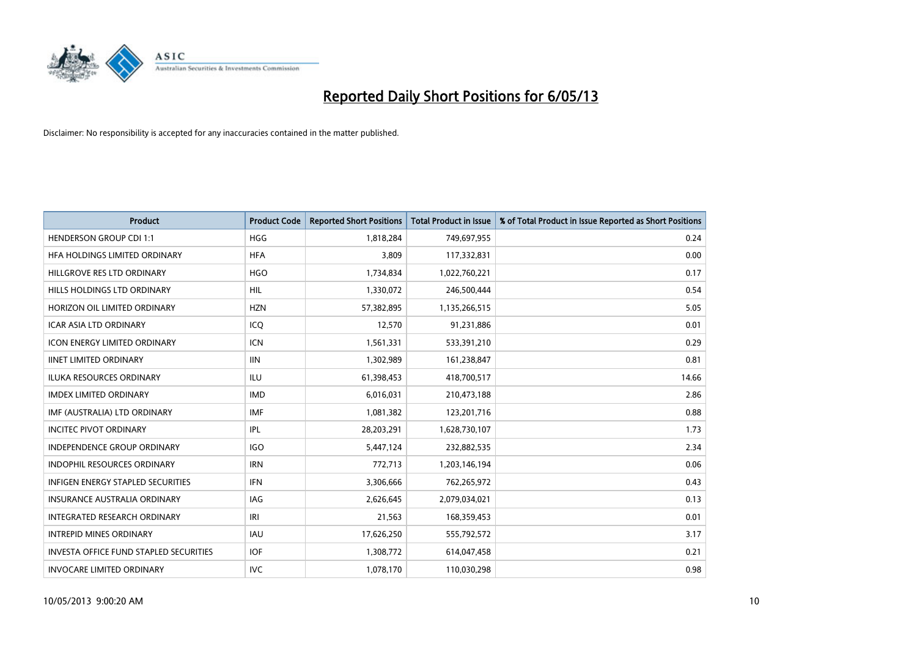# Reported Daily Short Positions for 6/05/13

Disclaimer: No responsibility is accepted for any inaccuracies contained in the matter published.

| Product | Product Code | Reported Short Positions | Total Product in Issue | % of Total Product in Issue Reported as Short Positions |
|---|---|---|---|---|
| HENDERSON GROUP CDI 1:1 | HGG | 1,818,284 | 749,697,955 | 0.24 |
| HFA HOLDINGS LIMITED ORDINARY | HFA | 3,809 | 117,332,831 | 0.00 |
| HILLGROVE RES LTD ORDINARY | HGO | 1,734,834 | 1,022,760,221 | 0.17 |
| HILLS HOLDINGS LTD ORDINARY | HIL | 1,330,072 | 246,500,444 | 0.54 |
| HORIZON OIL LIMITED ORDINARY | HZN | 57,382,895 | 1,135,266,515 | 5.05 |
| ICAR ASIA LTD ORDINARY | ICQ | 12,570 | 91,231,886 | 0.01 |
| ICON ENERGY LIMITED ORDINARY | ICN | 1,561,331 | 533,391,210 | 0.29 |
| IINET LIMITED ORDINARY | IIN | 1,302,989 | 161,238,847 | 0.81 |
| ILUKA RESOURCES ORDINARY | ILU | 61,398,453 | 418,700,517 | 14.66 |
| IMDEX LIMITED ORDINARY | IMD | 6,016,031 | 210,473,188 | 2.86 |
| IMF (AUSTRALIA) LTD ORDINARY | IMF | 1,081,382 | 123,201,716 | 0.88 |
| INCITEC PIVOT ORDINARY | IPL | 28,203,291 | 1,628,730,107 | 1.73 |
| INDEPENDENCE GROUP ORDINARY | IGO | 5,447,124 | 232,882,535 | 2.34 |
| INDOPHIL RESOURCES ORDINARY | IRN | 772,713 | 1,203,146,194 | 0.06 |
| INFIGEN ENERGY STAPLED SECURITIES | IFN | 3,306,666 | 762,265,972 | 0.43 |
| INSURANCE AUSTRALIA ORDINARY | IAG | 2,626,645 | 2,079,034,021 | 0.13 |
| INTEGRATED RESEARCH ORDINARY | IRI | 21,563 | 168,359,453 | 0.01 |
| INTREPID MINES ORDINARY | IAU | 17,626,250 | 555,792,572 | 3.17 |
| INVESTA OFFICE FUND STAPLED SECURITIES | IOF | 1,308,772 | 614,047,458 | 0.21 |
| INVOCARE LIMITED ORDINARY | IVC | 1,078,170 | 110,030,298 | 0.98 |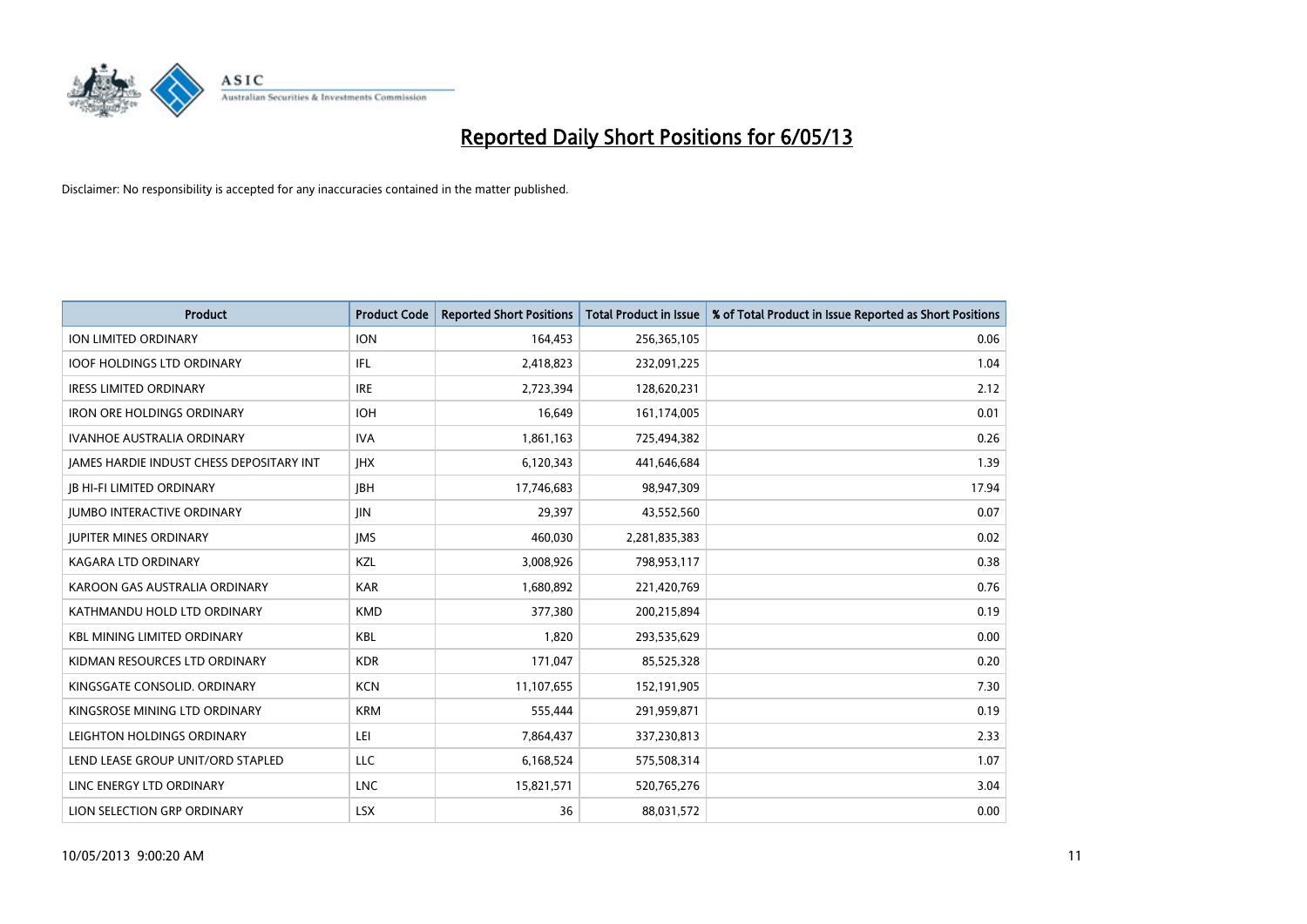# Reported Daily Short Positions for 6/05/13

Disclaimer: No responsibility is accepted for any inaccuracies contained in the matter published.

| Product | Product Code | Reported Short Positions | Total Product in Issue | % of Total Product in Issue Reported as Short Positions |
|---|---|---|---|---|
| ION LIMITED ORDINARY | ION | 164,453 | 256,365,105 | 0.06 |
| IOOF HOLDINGS LTD ORDINARY | IFL | 2,418,823 | 232,091,225 | 1.04 |
| IRESS LIMITED ORDINARY | IRE | 2,723,394 | 128,620,231 | 2.12 |
| IRON ORE HOLDINGS ORDINARY | IOH | 16,649 | 161,174,005 | 0.01 |
| IVANHOE AUSTRALIA ORDINARY | IVA | 1,861,163 | 725,494,382 | 0.26 |
| JAMES HARDIE INDUST CHESS DEPOSITARY INT | JHX | 6,120,343 | 441,646,684 | 1.39 |
| JB HI-FI LIMITED ORDINARY | JBH | 17,746,683 | 98,947,309 | 17.94 |
| JUMBO INTERACTIVE ORDINARY | JIN | 29,397 | 43,552,560 | 0.07 |
| JUPITER MINES ORDINARY | JMS | 460,030 | 2,281,835,383 | 0.02 |
| KAGARA LTD ORDINARY | KZL | 3,008,926 | 798,953,117 | 0.38 |
| KAROON GAS AUSTRALIA ORDINARY | KAR | 1,680,892 | 221,420,769 | 0.76 |
| KATHMANDU HOLD LTD ORDINARY | KMD | 377,380 | 200,215,894 | 0.19 |
| KBL MINING LIMITED ORDINARY | KBL | 1,820 | 293,535,629 | 0.00 |
| KIDMAN RESOURCES LTD ORDINARY | KDR | 171,047 | 85,525,328 | 0.20 |
| KINGSGATE CONSOLID. ORDINARY | KCN | 11,107,655 | 152,191,905 | 7.30 |
| KINGSROSE MINING LTD ORDINARY | KRM | 555,444 | 291,959,871 | 0.19 |
| LEIGHTON HOLDINGS ORDINARY | LEI | 7,864,437 | 337,230,813 | 2.33 |
| LEND LEASE GROUP UNIT/ORD STAPLED | LLC | 6,168,524 | 575,508,314 | 1.07 |
| LINC ENERGY LTD ORDINARY | LNC | 15,821,571 | 520,765,276 | 3.04 |
| LION SELECTION GRP ORDINARY | LSX | 36 | 88,031,572 | 0.00 |

10/05/2013 9:00:20 AM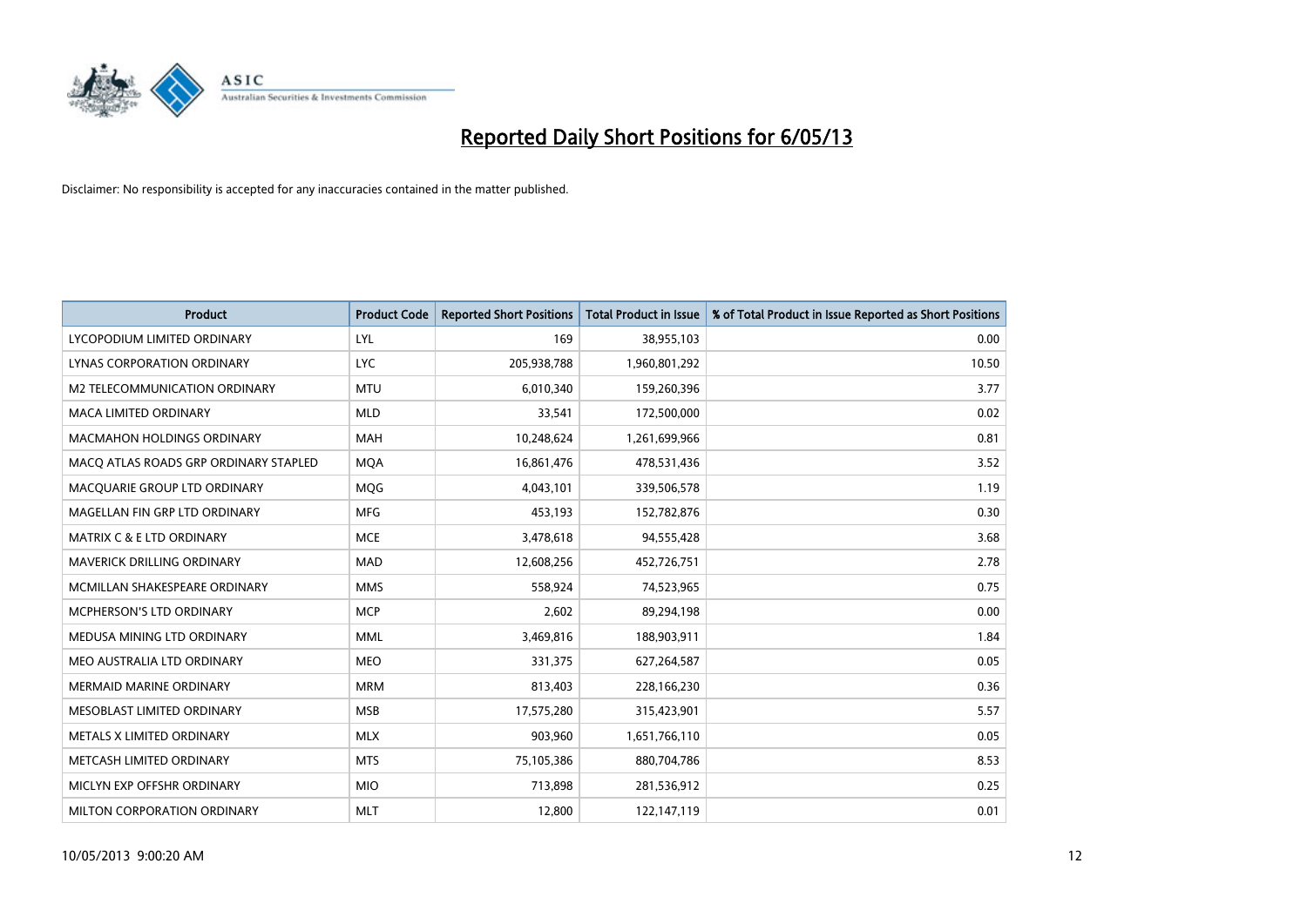# Reported Daily Short Positions for 6/05/13

Disclaimer: No responsibility is accepted for any inaccuracies contained in the matter published.

| Product | Product Code | Reported Short Positions | Total Product in Issue | % of Total Product in Issue Reported as Short Positions |
|---|---|---|---|---|
| LYCOPODIUM LIMITED ORDINARY | LYL | 169 | 38,955,103 | 0.00 |
| LYNAS CORPORATION ORDINARY | LYC | 205,938,788 | 1,960,801,292 | 10.50 |
| M2 TELECOMMUNICATION ORDINARY | MTU | 6,010,340 | 159,260,396 | 3.77 |
| MACA LIMITED ORDINARY | MLD | 33,541 | 172,500,000 | 0.02 |
| MACMAHON HOLDINGS ORDINARY | MAH | 10,248,624 | 1,261,699,966 | 0.81 |
| MACQ ATLAS ROADS GRP ORDINARY STAPLED | MQA | 16,861,476 | 478,531,436 | 3.52 |
| MACQUARIE GROUP LTD ORDINARY | MQG | 4,043,101 | 339,506,578 | 1.19 |
| MAGELLAN FIN GRP LTD ORDINARY | MFG | 453,193 | 152,782,876 | 0.30 |
| MATRIX C & E LTD ORDINARY | MCE | 3,478,618 | 94,555,428 | 3.68 |
| MAVERICK DRILLING ORDINARY | MAD | 12,608,256 | 452,726,751 | 2.78 |
| MCMILLAN SHAKESPEARE ORDINARY | MMS | 558,924 | 74,523,965 | 0.75 |
| MCPHERSON'S LTD ORDINARY | MCP | 2,602 | 89,294,198 | 0.00 |
| MEDUSA MINING LTD ORDINARY | MML | 3,469,816 | 188,903,911 | 1.84 |
| MEO AUSTRALIA LTD ORDINARY | MEO | 331,375 | 627,264,587 | 0.05 |
| MERMAID MARINE ORDINARY | MRM | 813,403 | 228,166,230 | 0.36 |
| MESOBLAST LIMITED ORDINARY | MSB | 17,575,280 | 315,423,901 | 5.57 |
| METALS X LIMITED ORDINARY | MLX | 903,960 | 1,651,766,110 | 0.05 |
| METCASH LIMITED ORDINARY | MTS | 75,105,386 | 880,704,786 | 8.53 |
| MICLYN EXP OFFSHR ORDINARY | MIO | 713,898 | 281,536,912 | 0.25 |
| MILTON CORPORATION ORDINARY | MLT | 12,800 | 122,147,119 | 0.01 |

10/05/2013 9:00:20 AM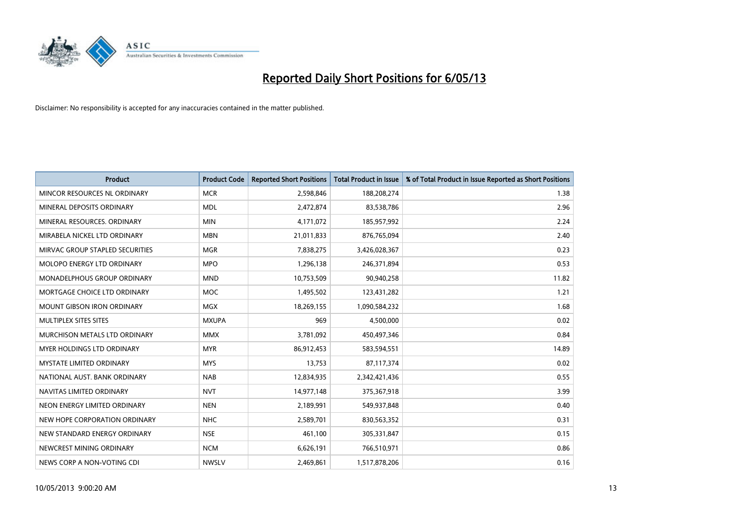# Reported Daily Short Positions for 6/05/13

Disclaimer: No responsibility is accepted for any inaccuracies contained in the matter published.

| Product | Product Code | Reported Short Positions | Total Product in Issue | % of Total Product in Issue Reported as Short Positions |
|---|---|---|---|---|
| MINCOR RESOURCES NL ORDINARY | MCR | 2,598,846 | 188,208,274 | 1.38 |
| MINERAL DEPOSITS ORDINARY | MDL | 2,472,874 | 83,538,786 | 2.96 |
| MINERAL RESOURCES. ORDINARY | MIN | 4,171,072 | 185,957,992 | 2.24 |
| MIRABELA NICKEL LTD ORDINARY | MBN | 21,011,833 | 876,765,094 | 2.40 |
| MIRVAC GROUP STAPLED SECURITIES | MGR | 7,838,275 | 3,426,028,367 | 0.23 |
| MOLOPO ENERGY LTD ORDINARY | MPO | 1,296,138 | 246,371,894 | 0.53 |
| MONADELPHOUS GROUP ORDINARY | MND | 10,753,509 | 90,940,258 | 11.82 |
| MORTGAGE CHOICE LTD ORDINARY | MOC | 1,495,502 | 123,431,282 | 1.21 |
| MOUNT GIBSON IRON ORDINARY | MGX | 18,269,155 | 1,090,584,232 | 1.68 |
| MULTIPLEX SITES SITES | MXUPA | 969 | 4,500,000 | 0.02 |
| MURCHISON METALS LTD ORDINARY | MMX | 3,781,092 | 450,497,346 | 0.84 |
| MYER HOLDINGS LTD ORDINARY | MYR | 86,912,453 | 583,594,551 | 14.89 |
| MYSTATE LIMITED ORDINARY | MYS | 13,753 | 87,117,374 | 0.02 |
| NATIONAL AUST. BANK ORDINARY | NAB | 12,834,935 | 2,342,421,436 | 0.55 |
| NAVITAS LIMITED ORDINARY | NVT | 14,977,148 | 375,367,918 | 3.99 |
| NEON ENERGY LIMITED ORDINARY | NEN | 2,189,991 | 549,937,848 | 0.40 |
| NEW HOPE CORPORATION ORDINARY | NHC | 2,589,701 | 830,563,352 | 0.31 |
| NEW STANDARD ENERGY ORDINARY | NSE | 461,100 | 305,331,847 | 0.15 |
| NEWCREST MINING ORDINARY | NCM | 6,626,191 | 766,510,971 | 0.86 |
| NEWS CORP A NON-VOTING CDI | NWSLV | 2,469,861 | 1,517,878,206 | 0.16 |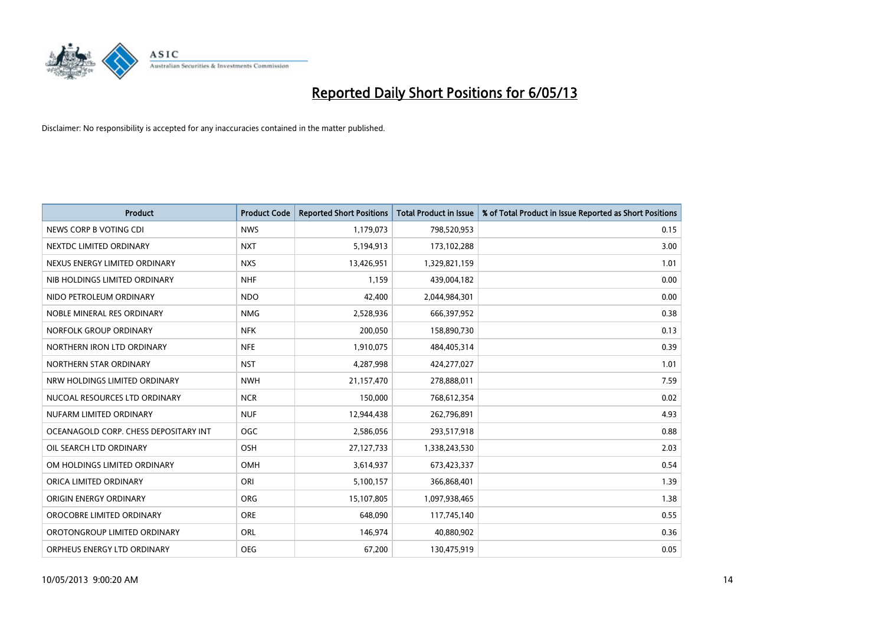# Reported Daily Short Positions for 6/05/13

Disclaimer: No responsibility is accepted for any inaccuracies contained in the matter published.

| Product | Product Code | Reported Short Positions | Total Product in Issue | % of Total Product in Issue Reported as Short Positions |
| --- | --- | --- | --- | --- |
| NEWS CORP B VOTING CDI | NWS | 1,179,073 | 798,520,953 | 0.15 |
| NEXTDC LIMITED ORDINARY | NXT | 5,194,913 | 173,102,288 | 3.00 |
| NEXUS ENERGY LIMITED ORDINARY | NXS | 13,426,951 | 1,329,821,159 | 1.01 |
| NIB HOLDINGS LIMITED ORDINARY | NHF | 1,159 | 439,004,182 | 0.00 |
| NIDO PETROLEUM ORDINARY | NDO | 42,400 | 2,044,984,301 | 0.00 |
| NOBLE MINERAL RES ORDINARY | NMG | 2,528,936 | 666,397,952 | 0.38 |
| NORFOLK GROUP ORDINARY | NFK | 200,050 | 158,890,730 | 0.13 |
| NORTHERN IRON LTD ORDINARY | NFE | 1,910,075 | 484,405,314 | 0.39 |
| NORTHERN STAR ORDINARY | NST | 4,287,998 | 424,277,027 | 1.01 |
| NRW HOLDINGS LIMITED ORDINARY | NWH | 21,157,470 | 278,888,011 | 7.59 |
| NUCOAL RESOURCES LTD ORDINARY | NCR | 150,000 | 768,612,354 | 0.02 |
| NUFARM LIMITED ORDINARY | NUF | 12,944,438 | 262,796,891 | 4.93 |
| OCEANAGOLD CORP. CHESS DEPOSITARY INT | OGC | 2,586,056 | 293,517,918 | 0.88 |
| OIL SEARCH LTD ORDINARY | OSH | 27,127,733 | 1,338,243,530 | 2.03 |
| OM HOLDINGS LIMITED ORDINARY | OMH | 3,614,937 | 673,423,337 | 0.54 |
| ORICA LIMITED ORDINARY | ORI | 5,100,157 | 366,868,401 | 1.39 |
| ORIGIN ENERGY ORDINARY | ORG | 15,107,805 | 1,097,938,465 | 1.38 |
| OROCOBRE LIMITED ORDINARY | ORE | 648,090 | 117,745,140 | 0.55 |
| OROTONGROUP LIMITED ORDINARY | ORL | 146,974 | 40,880,902 | 0.36 |
| ORPHEUS ENERGY LTD ORDINARY | OEG | 67,200 | 130,475,919 | 0.05 |

10/05/2013 9:00:20 AM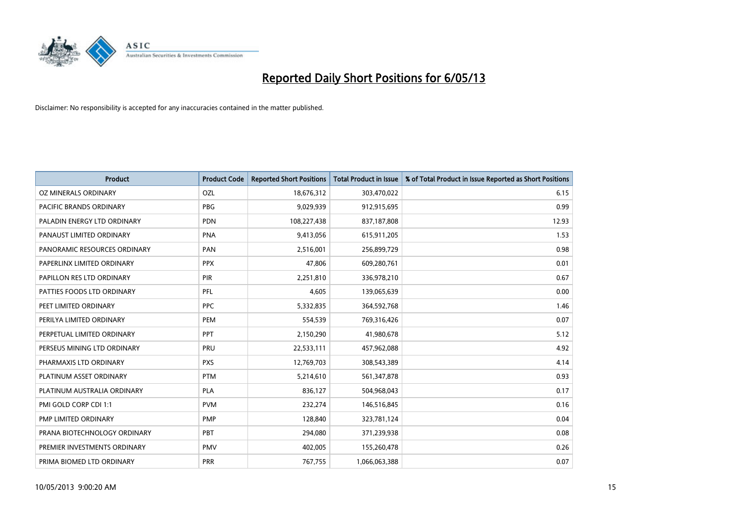# Reported Daily Short Positions for 6/05/13

Disclaimer: No responsibility is accepted for any inaccuracies contained in the matter published.

| Product | Product Code | Reported Short Positions | Total Product in Issue | % of Total Product in Issue Reported as Short Positions |
|---|---|---|---|---|
| OZ MINERALS ORDINARY | OZL | 18,676,312 | 303,470,022 | 6.15 |
| PACIFIC BRANDS ORDINARY | PBG | 9,029,939 | 912,915,695 | 0.99 |
| PALADIN ENERGY LTD ORDINARY | PDN | 108,227,438 | 837,187,808 | 12.93 |
| PANAUST LIMITED ORDINARY | PNA | 9,413,056 | 615,911,205 | 1.53 |
| PANORAMIC RESOURCES ORDINARY | PAN | 2,516,001 | 256,899,729 | 0.98 |
| PAPERLINX LIMITED ORDINARY | PPX | 47,806 | 609,280,761 | 0.01 |
| PAPILLON RES LTD ORDINARY | PIR | 2,251,810 | 336,978,210 | 0.67 |
| PATTIES FOODS LTD ORDINARY | PFL | 4,605 | 139,065,639 | 0.00 |
| PEET LIMITED ORDINARY | PPC | 5,332,835 | 364,592,768 | 1.46 |
| PERILYA LIMITED ORDINARY | PEM | 554,539 | 769,316,426 | 0.07 |
| PERPETUAL LIMITED ORDINARY | PPT | 2,150,290 | 41,980,678 | 5.12 |
| PERSEUS MINING LTD ORDINARY | PRU | 22,533,111 | 457,962,088 | 4.92 |
| PHARMAXIS LTD ORDINARY | PXS | 12,769,703 | 308,543,389 | 4.14 |
| PLATINUM ASSET ORDINARY | PTM | 5,214,610 | 561,347,878 | 0.93 |
| PLATINUM AUSTRALIA ORDINARY | PLA | 836,127 | 504,968,043 | 0.17 |
| PMI GOLD CORP CDI 1:1 | PVM | 232,274 | 146,516,845 | 0.16 |
| PMP LIMITED ORDINARY | PMP | 128,840 | 323,781,124 | 0.04 |
| PRANA BIOTECHNOLOGY ORDINARY | PBT | 294,080 | 371,239,938 | 0.08 |
| PREMIER INVESTMENTS ORDINARY | PMV | 402,005 | 155,260,478 | 0.26 |
| PRIMA BIOMED LTD ORDINARY | PRR | 767,755 | 1,066,063,388 | 0.07 |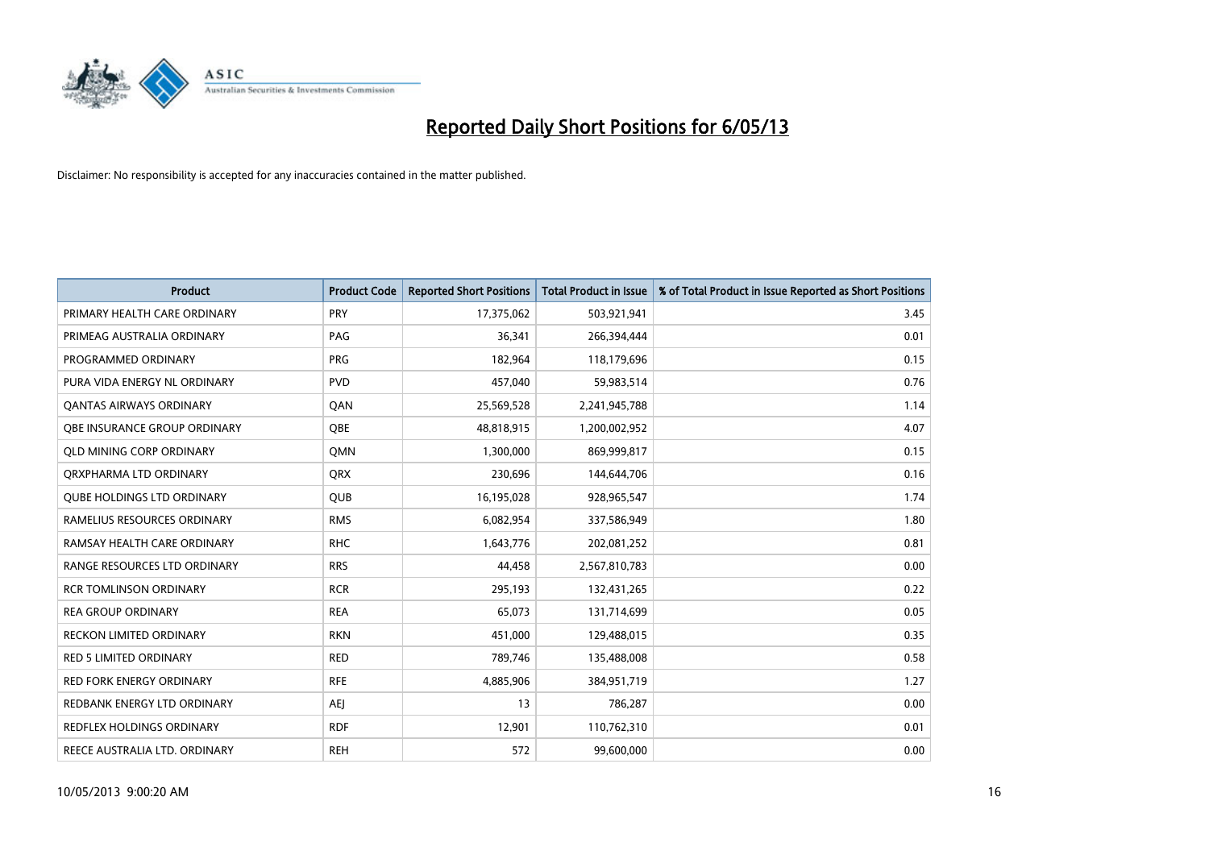# Reported Daily Short Positions for 6/05/13

Disclaimer: No responsibility is accepted for any inaccuracies contained in the matter published.

| Product | Product Code | Reported Short Positions | Total Product in Issue | % of Total Product in Issue Reported as Short Positions |
|---|---|---|---|---|
| PRIMARY HEALTH CARE ORDINARY | PRY | 17,375,062 | 503,921,941 | 3.45 |
| PRIMEAG AUSTRALIA ORDINARY | PAG | 36,341 | 266,394,444 | 0.01 |
| PROGRAMMED ORDINARY | PRG | 182,964 | 118,179,696 | 0.15 |
| PURA VIDA ENERGY NL ORDINARY | PVD | 457,040 | 59,983,514 | 0.76 |
| QANTAS AIRWAYS ORDINARY | QAN | 25,569,528 | 2,241,945,788 | 1.14 |
| QBE INSURANCE GROUP ORDINARY | QBE | 48,818,915 | 1,200,002,952 | 4.07 |
| QLD MINING CORP ORDINARY | QMN | 1,300,000 | 869,999,817 | 0.15 |
| QRXPHARMA LTD ORDINARY | QRX | 230,696 | 144,644,706 | 0.16 |
| QUBE HOLDINGS LTD ORDINARY | QUB | 16,195,028 | 928,965,547 | 1.74 |
| RAMELIUS RESOURCES ORDINARY | RMS | 6,082,954 | 337,586,949 | 1.80 |
| RAMSAY HEALTH CARE ORDINARY | RHC | 1,643,776 | 202,081,252 | 0.81 |
| RANGE RESOURCES LTD ORDINARY | RRS | 44,458 | 2,567,810,783 | 0.00 |
| RCR TOMLINSON ORDINARY | RCR | 295,193 | 132,431,265 | 0.22 |
| REA GROUP ORDINARY | REA | 65,073 | 131,714,699 | 0.05 |
| RECKON LIMITED ORDINARY | RKN | 451,000 | 129,488,015 | 0.35 |
| RED 5 LIMITED ORDINARY | RED | 789,746 | 135,488,008 | 0.58 |
| RED FORK ENERGY ORDINARY | RFE | 4,885,906 | 384,951,719 | 1.27 |
| REDBANK ENERGY LTD ORDINARY | AEJ | 13 | 786,287 | 0.00 |
| REDFLEX HOLDINGS ORDINARY | RDF | 12,901 | 110,762,310 | 0.01 |
| REECE AUSTRALIA LTD. ORDINARY | REH | 572 | 99,600,000 | 0.00 |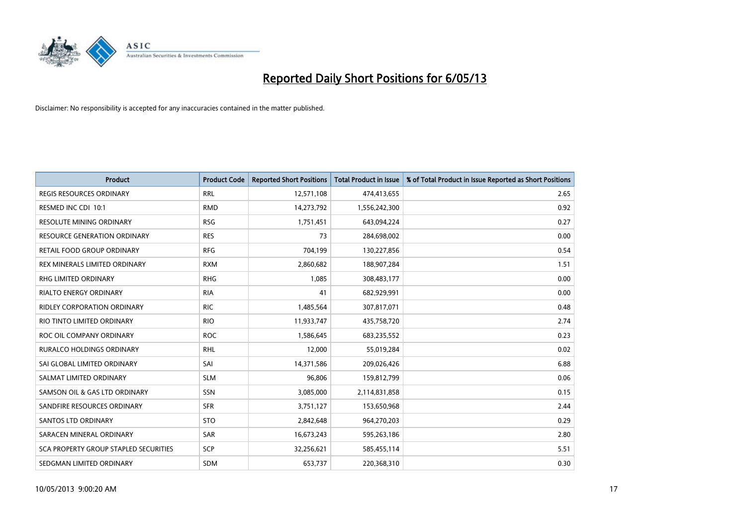# Reported Daily Short Positions for 6/05/13

Disclaimer: No responsibility is accepted for any inaccuracies contained in the matter published.

| Product | Product Code | Reported Short Positions | Total Product in Issue | % of Total Product in Issue Reported as Short Positions |
|---|---|---|---|---|
| REGIS RESOURCES ORDINARY | RRL | 12,571,108 | 474,413,655 | 2.65 |
| RESMED INC CDI 10:1 | RMD | 14,273,792 | 1,556,242,300 | 0.92 |
| RESOLUTE MINING ORDINARY | RSG | 1,751,451 | 643,094,224 | 0.27 |
| RESOURCE GENERATION ORDINARY | RES | 73 | 284,698,002 | 0.00 |
| RETAIL FOOD GROUP ORDINARY | RFG | 704,199 | 130,227,856 | 0.54 |
| REX MINERALS LIMITED ORDINARY | RXM | 2,860,682 | 188,907,284 | 1.51 |
| RHG LIMITED ORDINARY | RHG | 1,085 | 308,483,177 | 0.00 |
| RIALTO ENERGY ORDINARY | RIA | 41 | 682,929,991 | 0.00 |
| RIDLEY CORPORATION ORDINARY | RIC | 1,485,564 | 307,817,071 | 0.48 |
| RIO TINTO LIMITED ORDINARY | RIO | 11,933,747 | 435,758,720 | 2.74 |
| ROC OIL COMPANY ORDINARY | ROC | 1,586,645 | 683,235,552 | 0.23 |
| RURALCO HOLDINGS ORDINARY | RHL | 12,000 | 55,019,284 | 0.02 |
| SAI GLOBAL LIMITED ORDINARY | SAI | 14,371,586 | 209,026,426 | 6.88 |
| SALMAT LIMITED ORDINARY | SLM | 96,806 | 159,812,799 | 0.06 |
| SAMSON OIL & GAS LTD ORDINARY | SSN | 3,085,000 | 2,114,831,858 | 0.15 |
| SANDFIRE RESOURCES ORDINARY | SFR | 3,751,127 | 153,650,968 | 2.44 |
| SANTOS LTD ORDINARY | STO | 2,842,648 | 964,270,203 | 0.29 |
| SARACEN MINERAL ORDINARY | SAR | 16,673,243 | 595,263,186 | 2.80 |
| SCA PROPERTY GROUP STAPLED SECURITIES | SCP | 32,256,621 | 585,455,114 | 5.51 |
| SEDGMAN LIMITED ORDINARY | SDM | 653,737 | 220,368,310 | 0.30 |

10/05/2013 9:00:20 AM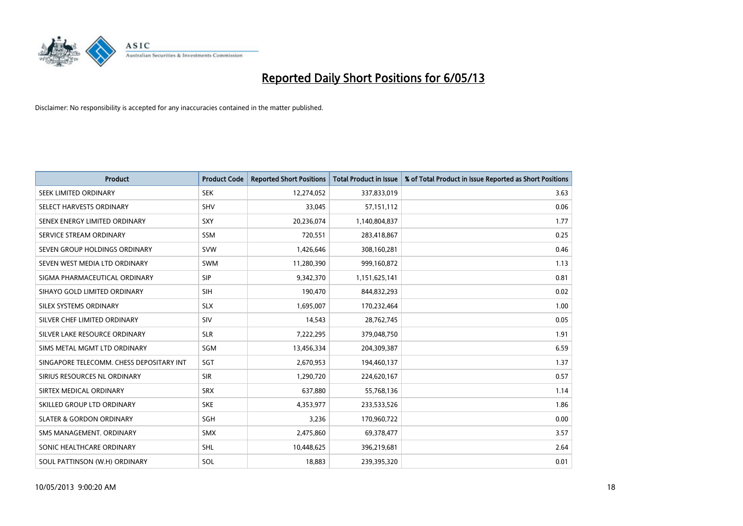# Reported Daily Short Positions for 6/05/13

Disclaimer: No responsibility is accepted for any inaccuracies contained in the matter published.

| Product | Product Code | Reported Short Positions | Total Product in Issue | % of Total Product in Issue Reported as Short Positions |
|---|---|---|---|---|
| SEEK LIMITED ORDINARY | SEK | 12,274,052 | 337,833,019 | 3.63 |
| SELECT HARVESTS ORDINARY | SHV | 33,045 | 57,151,112 | 0.06 |
| SENEX ENERGY LIMITED ORDINARY | SXY | 20,236,074 | 1,140,804,837 | 1.77 |
| SERVICE STREAM ORDINARY | SSM | 720,551 | 283,418,867 | 0.25 |
| SEVEN GROUP HOLDINGS ORDINARY | SVW | 1,426,646 | 308,160,281 | 0.46 |
| SEVEN WEST MEDIA LTD ORDINARY | SWM | 11,280,390 | 999,160,872 | 1.13 |
| SIGMA PHARMACEUTICAL ORDINARY | SIP | 9,342,370 | 1,151,625,141 | 0.81 |
| SIHAYO GOLD LIMITED ORDINARY | SIH | 190,470 | 844,832,293 | 0.02 |
| SILEX SYSTEMS ORDINARY | SLX | 1,695,007 | 170,232,464 | 1.00 |
| SILVER CHEF LIMITED ORDINARY | SIV | 14,543 | 28,762,745 | 0.05 |
| SILVER LAKE RESOURCE ORDINARY | SLR | 7,222,295 | 379,048,750 | 1.91 |
| SIMS METAL MGMT LTD ORDINARY | SGM | 13,456,334 | 204,309,387 | 6.59 |
| SINGAPORE TELECOMM. CHESS DEPOSITARY INT | SGT | 2,670,953 | 194,460,137 | 1.37 |
| SIRIUS RESOURCES NL ORDINARY | SIR | 1,290,720 | 224,620,167 | 0.57 |
| SIRTEX MEDICAL ORDINARY | SRX | 637,880 | 55,768,136 | 1.14 |
| SKILLED GROUP LTD ORDINARY | SKE | 4,353,977 | 233,533,526 | 1.86 |
| SLATER & GORDON ORDINARY | SGH | 3,236 | 170,960,722 | 0.00 |
| SMS MANAGEMENT. ORDINARY | SMX | 2,475,860 | 69,378,477 | 3.57 |
| SONIC HEALTHCARE ORDINARY | SHL | 10,448,625 | 396,219,681 | 2.64 |
| SOUL PATTINSON (W.H) ORDINARY | SOL | 18,883 | 239,395,320 | 0.01 |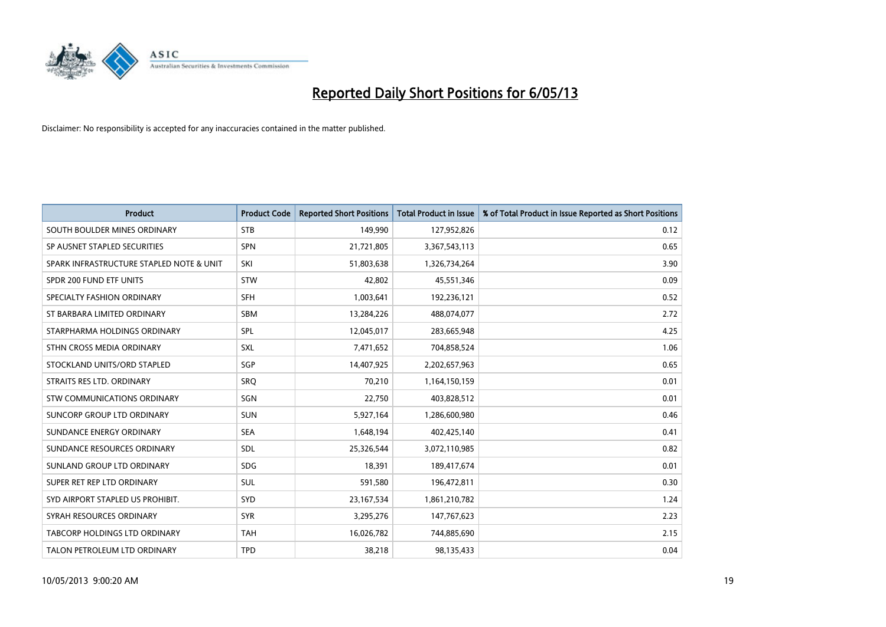# Reported Daily Short Positions for 6/05/13

Disclaimer: No responsibility is accepted for any inaccuracies contained in the matter published.

| Product | Product Code | Reported Short Positions | Total Product in Issue | % of Total Product in Issue Reported as Short Positions |
|---|---|---|---|---|
| SOUTH BOULDER MINES ORDINARY | STB | 149,990 | 127,952,826 | 0.12 |
| SP AUSNET STAPLED SECURITIES | SPN | 21,721,805 | 3,367,543,113 | 0.65 |
| SPARK INFRASTRUCTURE STAPLED NOTE & UNIT | SKI | 51,803,638 | 1,326,734,264 | 3.90 |
| SPDR 200 FUND ETF UNITS | STW | 42,802 | 45,551,346 | 0.09 |
| SPECIALTY FASHION ORDINARY | SFH | 1,003,641 | 192,236,121 | 0.52 |
| ST BARBARA LIMITED ORDINARY | SBM | 13,284,226 | 488,074,077 | 2.72 |
| STARPHARMA HOLDINGS ORDINARY | SPL | 12,045,017 | 283,665,948 | 4.25 |
| STHN CROSS MEDIA ORDINARY | SXL | 7,471,652 | 704,858,524 | 1.06 |
| STOCKLAND UNITS/ORD STAPLED | SGP | 14,407,925 | 2,202,657,963 | 0.65 |
| STRAITS RES LTD. ORDINARY | SRQ | 70,210 | 1,164,150,159 | 0.01 |
| STW COMMUNICATIONS ORDINARY | SGN | 22,750 | 403,828,512 | 0.01 |
| SUNCORP GROUP LTD ORDINARY | SUN | 5,927,164 | 1,286,600,980 | 0.46 |
| SUNDANCE ENERGY ORDINARY | SEA | 1,648,194 | 402,425,140 | 0.41 |
| SUNDANCE RESOURCES ORDINARY | SDL | 25,326,544 | 3,072,110,985 | 0.82 |
| SUNLAND GROUP LTD ORDINARY | SDG | 18,391 | 189,417,674 | 0.01 |
| SUPER RET REP LTD ORDINARY | SUL | 591,580 | 196,472,811 | 0.30 |
| SYD AIRPORT STAPLED US PROHIBIT. | SYD | 23,167,534 | 1,861,210,782 | 1.24 |
| SYRAH RESOURCES ORDINARY | SYR | 3,295,276 | 147,767,623 | 2.23 |
| TABCORP HOLDINGS LTD ORDINARY | TAH | 16,026,782 | 744,885,690 | 2.15 |
| TALON PETROLEUM LTD ORDINARY | TPD | 38,218 | 98,135,433 | 0.04 |

10/05/2013 9:00:20 AM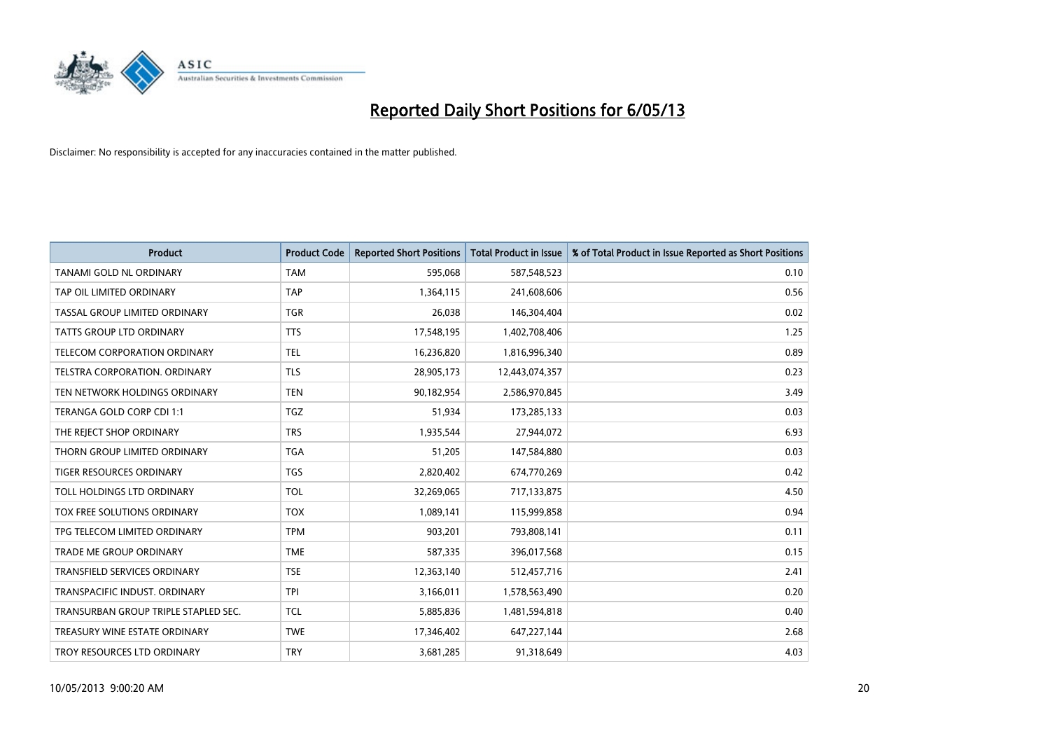# Reported Daily Short Positions for 6/05/13

Disclaimer: No responsibility is accepted for any inaccuracies contained in the matter published.

| Product | Product Code | Reported Short Positions | Total Product in Issue | % of Total Product in Issue Reported as Short Positions |
| --- | --- | --- | --- | --- |
| TANAMI GOLD NL ORDINARY | TAM | 595,068 | 587,548,523 | 0.10 |
| TAP OIL LIMITED ORDINARY | TAP | 1,364,115 | 241,608,606 | 0.56 |
| TASSAL GROUP LIMITED ORDINARY | TGR | 26,038 | 146,304,404 | 0.02 |
| TATTS GROUP LTD ORDINARY | TTS | 17,548,195 | 1,402,708,406 | 1.25 |
| TELECOM CORPORATION ORDINARY | TEL | 16,236,820 | 1,816,996,340 | 0.89 |
| TELSTRA CORPORATION. ORDINARY | TLS | 28,905,173 | 12,443,074,357 | 0.23 |
| TEN NETWORK HOLDINGS ORDINARY | TEN | 90,182,954 | 2,586,970,845 | 3.49 |
| TERANGA GOLD CORP CDI 1:1 | TGZ | 51,934 | 173,285,133 | 0.03 |
| THE REJECT SHOP ORDINARY | TRS | 1,935,544 | 27,944,072 | 6.93 |
| THORN GROUP LIMITED ORDINARY | TGA | 51,205 | 147,584,880 | 0.03 |
| TIGER RESOURCES ORDINARY | TGS | 2,820,402 | 674,770,269 | 0.42 |
| TOLL HOLDINGS LTD ORDINARY | TOL | 32,269,065 | 717,133,875 | 4.50 |
| TOX FREE SOLUTIONS ORDINARY | TOX | 1,089,141 | 115,999,858 | 0.94 |
| TPG TELECOM LIMITED ORDINARY | TPM | 903,201 | 793,808,141 | 0.11 |
| TRADE ME GROUP ORDINARY | TME | 587,335 | 396,017,568 | 0.15 |
| TRANSFIELD SERVICES ORDINARY | TSE | 12,363,140 | 512,457,716 | 2.41 |
| TRANSPACIFIC INDUST. ORDINARY | TPI | 3,166,011 | 1,578,563,490 | 0.20 |
| TRANSURBAN GROUP TRIPLE STAPLED SEC. | TCL | 5,885,836 | 1,481,594,818 | 0.40 |
| TREASURY WINE ESTATE ORDINARY | TWE | 17,346,402 | 647,227,144 | 2.68 |
| TROY RESOURCES LTD ORDINARY | TRY | 3,681,285 | 91,318,649 | 4.03 |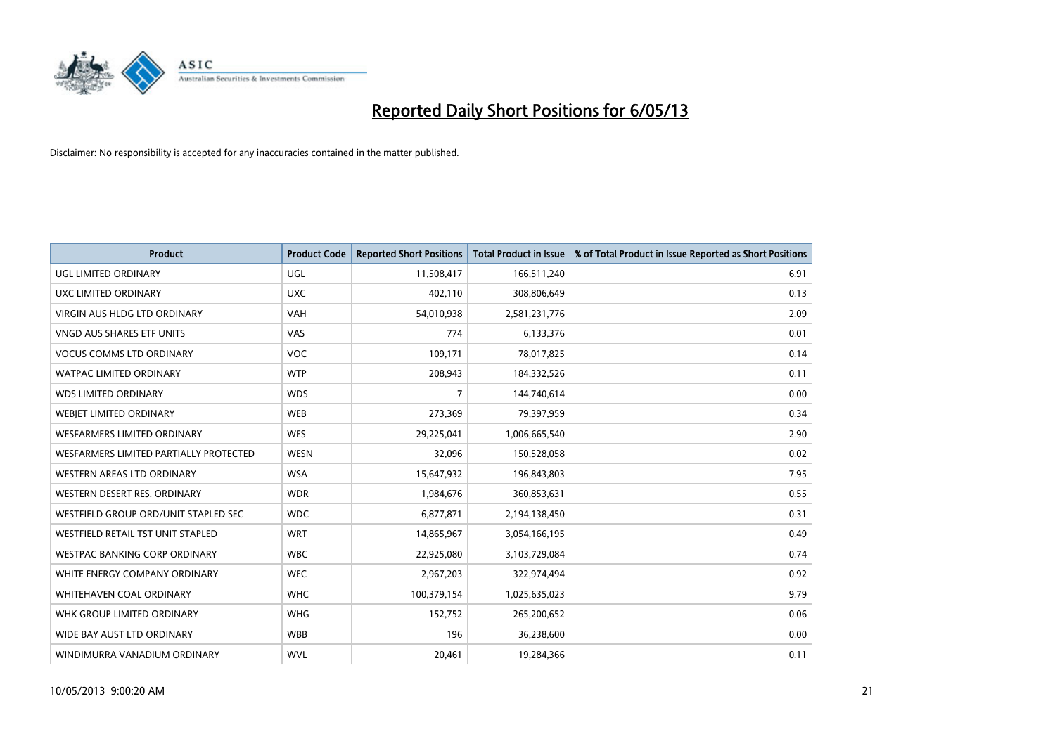# Reported Daily Short Positions for 6/05/13

Disclaimer: No responsibility is accepted for any inaccuracies contained in the matter published.

| Product | Product Code | Reported Short Positions | Total Product in Issue | % of Total Product in Issue Reported as Short Positions |
|---|---|---|---|---|
| UGL LIMITED ORDINARY | UGL | 11,508,417 | 166,511,240 | 6.91 |
| UXC LIMITED ORDINARY | UXC | 402,110 | 308,806,649 | 0.13 |
| VIRGIN AUS HLDG LTD ORDINARY | VAH | 54,010,938 | 2,581,231,776 | 2.09 |
| VNGD AUS SHARES ETF UNITS | VAS | 774 | 6,133,376 | 0.01 |
| VOCUS COMMS LTD ORDINARY | VOC | 109,171 | 78,017,825 | 0.14 |
| WATPAC LIMITED ORDINARY | WTP | 208,943 | 184,332,526 | 0.11 |
| WDS LIMITED ORDINARY | WDS | 7 | 144,740,614 | 0.00 |
| WEBJET LIMITED ORDINARY | WEB | 273,369 | 79,397,959 | 0.34 |
| WESFARMERS LIMITED ORDINARY | WES | 29,225,041 | 1,006,665,540 | 2.90 |
| WESFARMERS LIMITED PARTIALLY PROTECTED | WESN | 32,096 | 150,528,058 | 0.02 |
| WESTERN AREAS LTD ORDINARY | WSA | 15,647,932 | 196,843,803 | 7.95 |
| WESTERN DESERT RES. ORDINARY | WDR | 1,984,676 | 360,853,631 | 0.55 |
| WESTFIELD GROUP ORD/UNIT STAPLED SEC | WDC | 6,877,871 | 2,194,138,450 | 0.31 |
| WESTFIELD RETAIL TST UNIT STAPLED | WRT | 14,865,967 | 3,054,166,195 | 0.49 |
| WESTPAC BANKING CORP ORDINARY | WBC | 22,925,080 | 3,103,729,084 | 0.74 |
| WHITE ENERGY COMPANY ORDINARY | WEC | 2,967,203 | 322,974,494 | 0.92 |
| WHITEHAVEN COAL ORDINARY | WHC | 100,379,154 | 1,025,635,023 | 9.79 |
| WHK GROUP LIMITED ORDINARY | WHG | 152,752 | 265,200,652 | 0.06 |
| WIDE BAY AUST LTD ORDINARY | WBB | 196 | 36,238,600 | 0.00 |
| WINDIMURRA VANADIUM ORDINARY | WVL | 20,461 | 19,284,366 | 0.11 |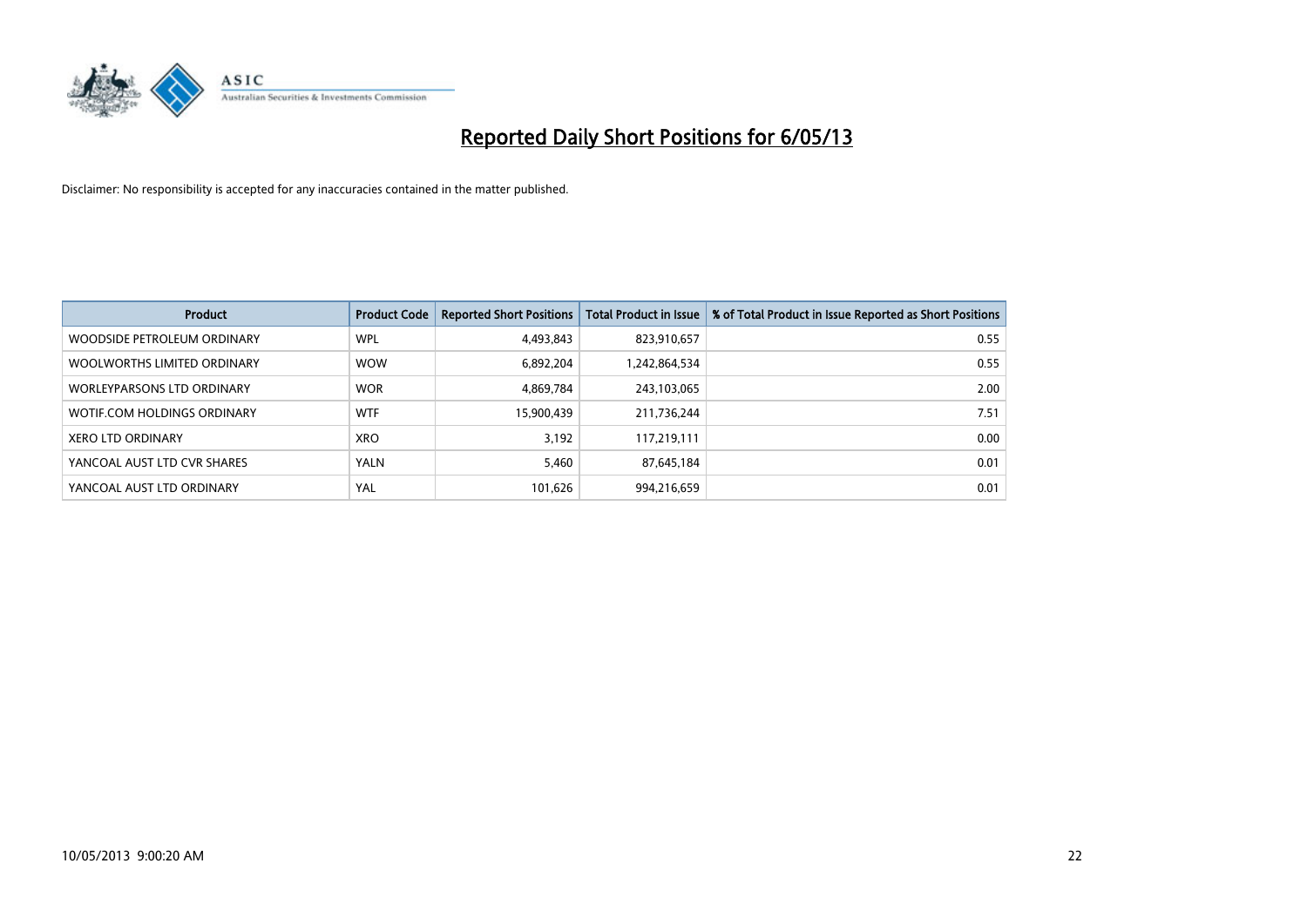# Reported Daily Short Positions for 6/05/13

Disclaimer: No responsibility is accepted for any inaccuracies contained in the matter published.

| Product | Product Code | Reported Short Positions | Total Product in Issue | % of Total Product in Issue Reported as Short Positions |
|---|---|---|---|---|
| WOODSIDE PETROLEUM ORDINARY | WPL | 4,493,843 | 823,910,657 | 0.55 |
| WOOLWORTHS LIMITED ORDINARY | WOW | 6,892,204 | 1,242,864,534 | 0.55 |
| WORLEYPARSONS LTD ORDINARY | WOR | 4,869,784 | 243,103,065 | 2.00 |
| WOTIF.COM HOLDINGS ORDINARY | WTF | 15,900,439 | 211,736,244 | 7.51 |
| XERO LTD ORDINARY | XRO | 3,192 | 117,219,111 | 0.00 |
| YANCOAL AUST LTD CVR SHARES | YALN | 5,460 | 87,645,184 | 0.01 |
| YANCOAL AUST LTD ORDINARY | YAL | 101,626 | 994,216,659 | 0.01 |

10/05/2013 9:00:20 AM